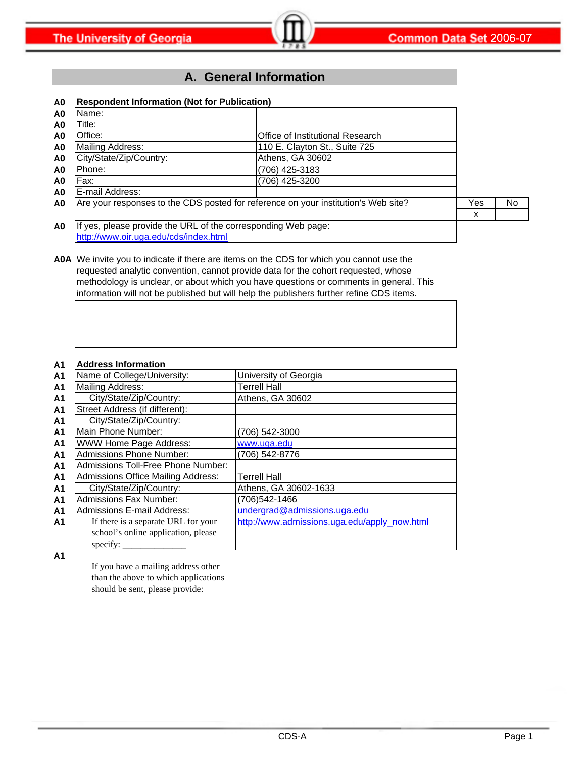# A. General Information

| | | |
|---|---|---|
| **A0** | **Respondent Information (Not for Publication)** | |
| A0 | Name: | |
| A0 | Title: | |
| A0 | Office: | Office of Institutional Research |
| A0 | Mailing Address: | 110 E. Clayton St., Suite 725 |
| A0 | City/State/Zip/Country: | Athens, GA 30602 |
| A0 | Phone: | (706) 425-3183 |
| A0 | Fax: | (706) 425-3200 |
| A0 | E-mail Address: | |

| | | Yes | No |
|---|---|---|---|
| A0 | Are your responses to the CDS posted for reference on your institution's Web site? | x | |

**A0** If yes, please provide the URL of the corresponding Web page:
http://www.oir.uga.edu/cds/index.html

**A0A** We invite you to indicate if there are items on the CDS for which you cannot use the requested analytic convention, cannot provide data for the cohort requested, whose methodology is unclear, or about which you have questions or comments in general. This information will not be published but will help the publishers further refine CDS items.

| | | |
|---|---|---|
| **A1** | **Address Information** | |
| A1 | Name of College/University: | University of Georgia |
| A1 | Mailing Address: | Terrell Hall |
| A1 | City/State/Zip/Country: | Athens, GA 30602 |
| A1 | Street Address (if different): | |
| A1 | City/State/Zip/Country: | |
| A1 | Main Phone Number: | (706) 542-3000 |
| A1 | WWW Home Page Address: | www.uga.edu |
| A1 | Admissions Phone Number: | (706) 542-8776 |
| A1 | Admissions Toll-Free Phone Number: | |
| A1 | Admissions Office Mailing Address: | Terrell Hall |
| A1 | City/State/Zip/Country: | Athens, GA 30602-1633 |
| A1 | Admissions Fax Number: | (706)542-1466 |
| A1 | Admissions E-mail Address: | undergrad@admissions.uga.edu |
| A1 | If there is a separate URL for your school's online application, please specify: ______________ | http://www.admissions.uga.edu/apply_now.html |

**A1** If you have a mailing address other than the above to which applications should be sent, please provide: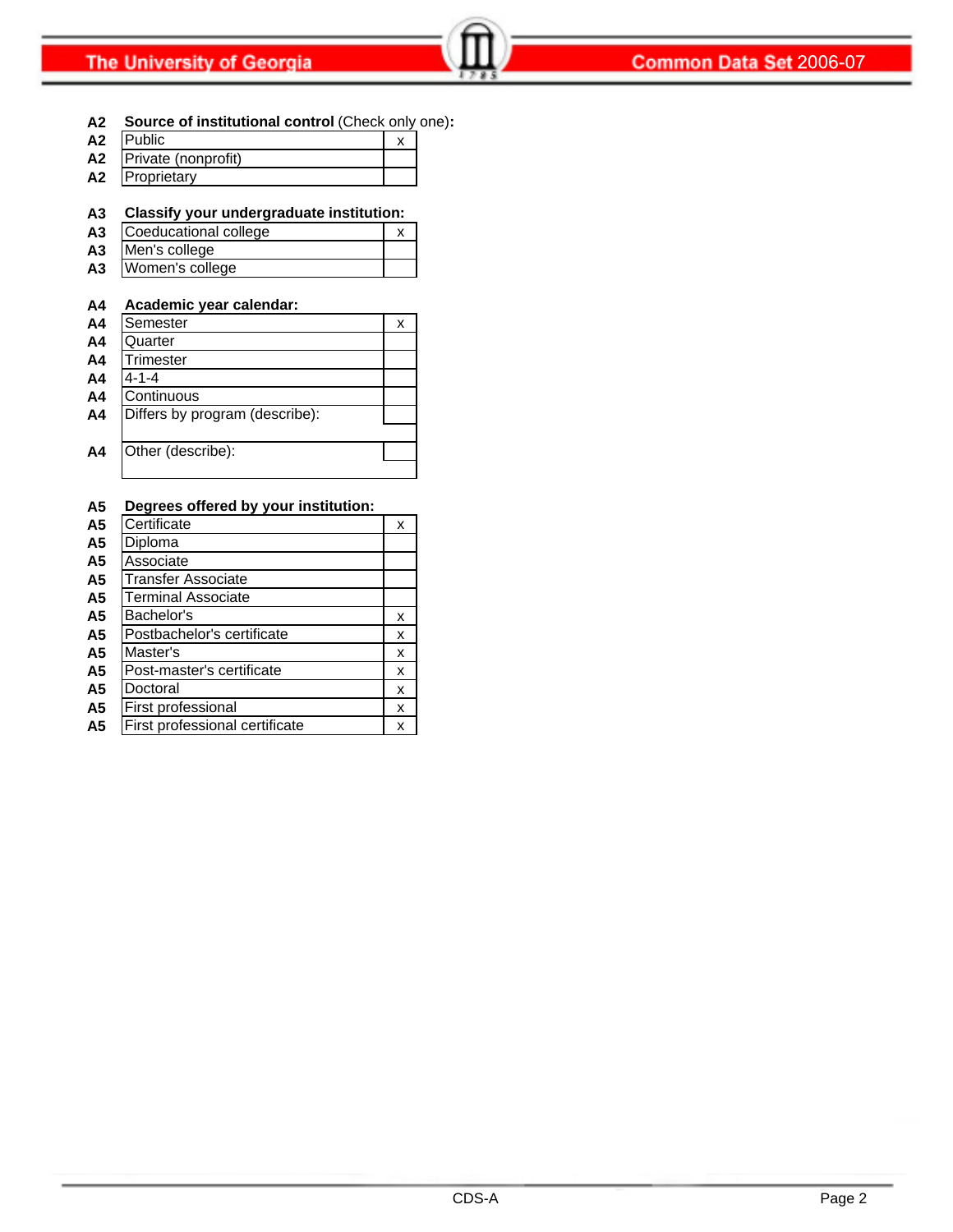**A2 Source of institutional control** (Check only one):

| A2 | | |
|---|---|---|
| A2 | Public | x |
| A2 | Private (nonprofit) | |
| A2 | Proprietary | |

**A3 Classify your undergraduate institution:**

| A3 | | |
|---|---|---|
| A3 | Coeducational college | x |
| A3 | Men's college | |
| A3 | Women's college | |

**A4 Academic year calendar:**

| A4 | | |
|---|---|---|
| A4 | Semester | x |
| A4 | Quarter | |
| A4 | Trimester | |
| A4 | 4-1-4 | |
| A4 | Continuous | |
| A4 | Differs by program (describe): | |
| A4 | Other (describe): | |

**A5 Degrees offered by your institution:**

| A5 | | |
|---|---|---|
| A5 | Certificate | x |
| A5 | Diploma | |
| A5 | Associate | |
| A5 | Transfer Associate | |
| A5 | Terminal Associate | |
| A5 | Bachelor's | x |
| A5 | Postbachelor's certificate | x |
| A5 | Master's | x |
| A5 | Post-master's certificate | x |
| A5 | Doctoral | x |
| A5 | First professional | x |
| A5 | First professional certificate | x |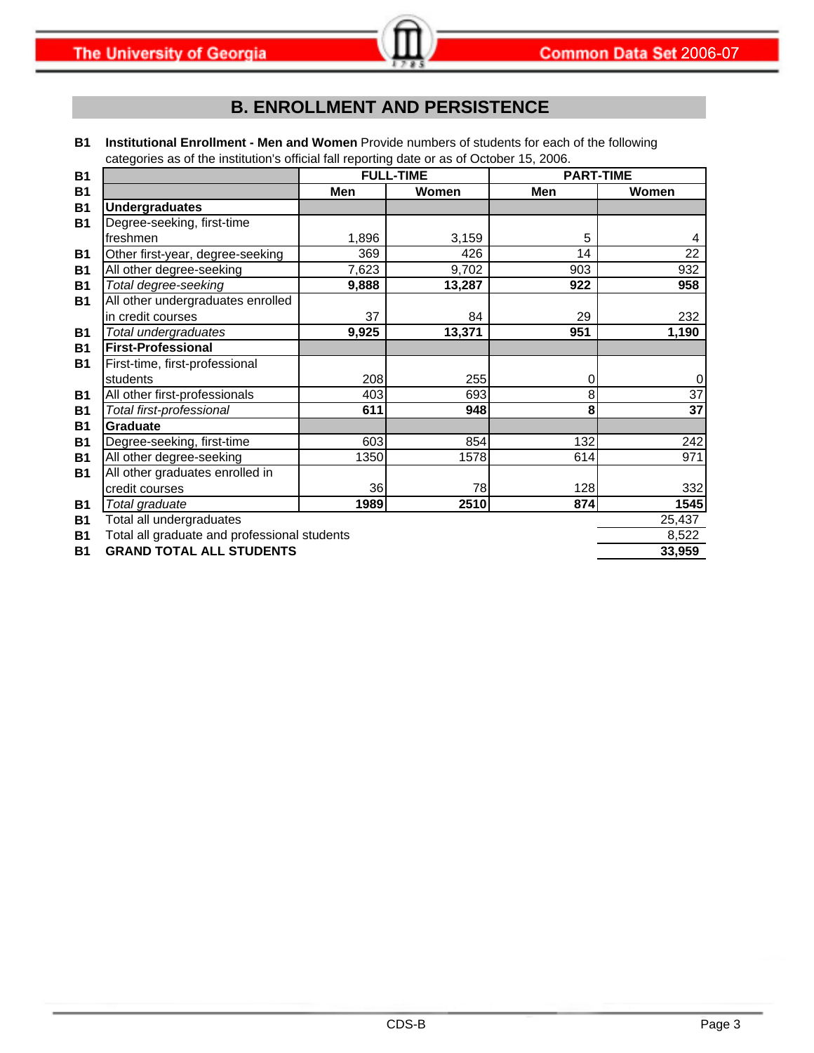## B. ENROLLMENT AND PERSISTENCE

**B1 Institutional Enrollment - Men and Women** Provide numbers of students for each of the following categories as of the institution's official fall reporting date or as of October 15, 2006.

| | | FULL-TIME | | PART-TIME | |
|---|---|---|---|---|---|
| | | **Men** | **Women** | **Men** | **Women** |
| B1 | **Undergraduates** | | | | |
| B1 | Degree-seeking, first-time freshmen | 1,896 | 3,159 | 5 | 4 |
| B1 | Other first-year, degree-seeking | 369 | 426 | 14 | 22 |
| B1 | All other degree-seeking | 7,623 | 9,702 | 903 | 932 |
| B1 | *Total degree-seeking* | **9,888** | **13,287** | **922** | **958** |
| B1 | All other undergraduates enrolled in credit courses | 37 | 84 | 29 | 232 |
| B1 | *Total undergraduates* | **9,925** | **13,371** | **951** | **1,190** |
| B1 | **First-Professional** | | | | |
| B1 | First-time, first-professional students | 208 | 255 | 0 | 0 |
| B1 | All other first-professionals | 403 | 693 | 8 | 37 |
| B1 | *Total first-professional* | **611** | **948** | **8** | **37** |
| B1 | **Graduate** | | | | |
| B1 | Degree-seeking, first-time | 603 | 854 | 132 | 242 |
| B1 | All other degree-seeking | 1350 | 1578 | 614 | 971 |
| B1 | All other graduates enrolled in credit courses | 36 | 78 | 128 | 332 |
| B1 | *Total graduate* | **1989** | **2510** | **874** | **1545** |
| B1 | Total all undergraduates | | | | 25,437 |
| B1 | Total all graduate and professional students | | | | 8,522 |
| B1 | **GRAND TOTAL ALL STUDENTS** | | | | **33,959** |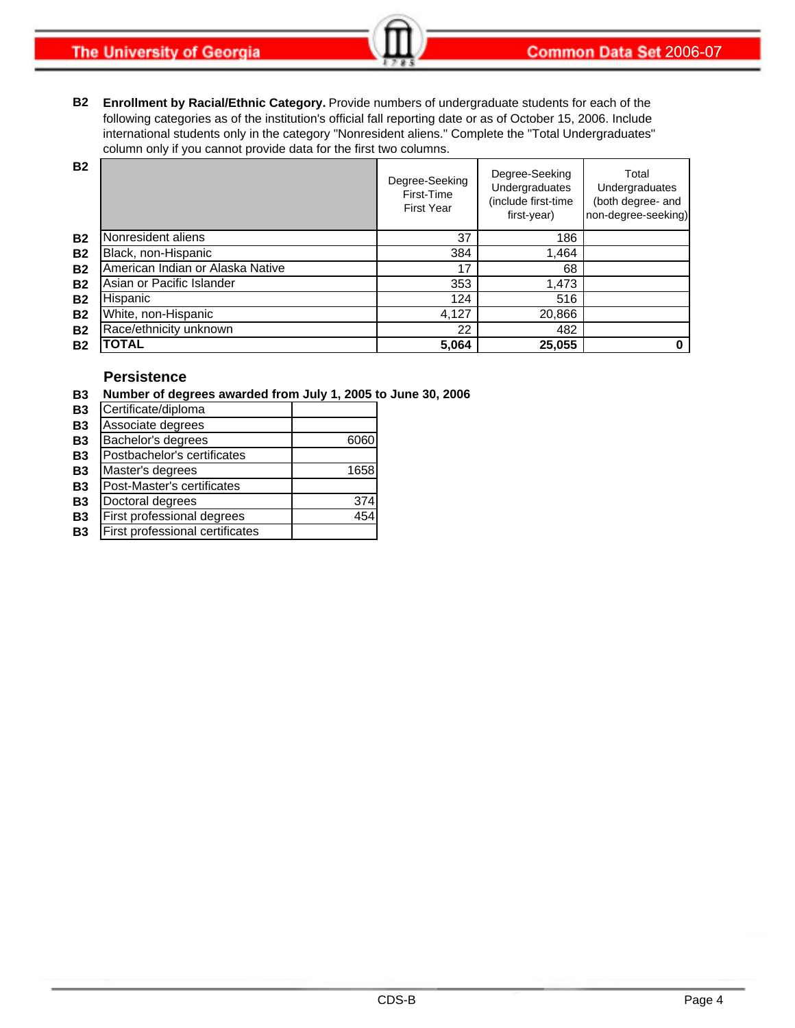**B2** **Enrollment by Racial/Ethnic Category.** Provide numbers of undergraduate students for each of the following categories as of the institution's official fall reporting date or as of October 15, 2006. Include international students only in the category "Nonresident aliens." Complete the "Total Undergraduates" column only if you cannot provide data for the first two columns.

| | | Degree-Seeking First-Time First Year | Degree-Seeking Undergraduates (include first-time first-year) | Total Undergraduates (both degree- and non-degree-seeking) |
|---|---|---|---|---|
| B2 | Nonresident aliens | 37 | 186 | |
| B2 | Black, non-Hispanic | 384 | 1,464 | |
| B2 | American Indian or Alaska Native | 17 | 68 | |
| B2 | Asian or Pacific Islander | 353 | 1,473 | |
| B2 | Hispanic | 124 | 516 | |
| B2 | White, non-Hispanic | 4,127 | 20,866 | |
| B2 | Race/ethnicity unknown | 22 | 482 | |
| B2 | **TOTAL** | **5,064** | **25,055** | **0** |

## Persistence

**B3** **Number of degrees awarded from July 1, 2005 to June 30, 2006**

| | | |
|---|---|---|
| B3 | Certificate/diploma | |
| B3 | Associate degrees | |
| B3 | Bachelor's degrees | 6060 |
| B3 | Postbachelor's certificates | |
| B3 | Master's degrees | 1658 |
| B3 | Post-Master's certificates | |
| B3 | Doctoral degrees | 374 |
| B3 | First professional degrees | 454 |
| B3 | First professional certificates | |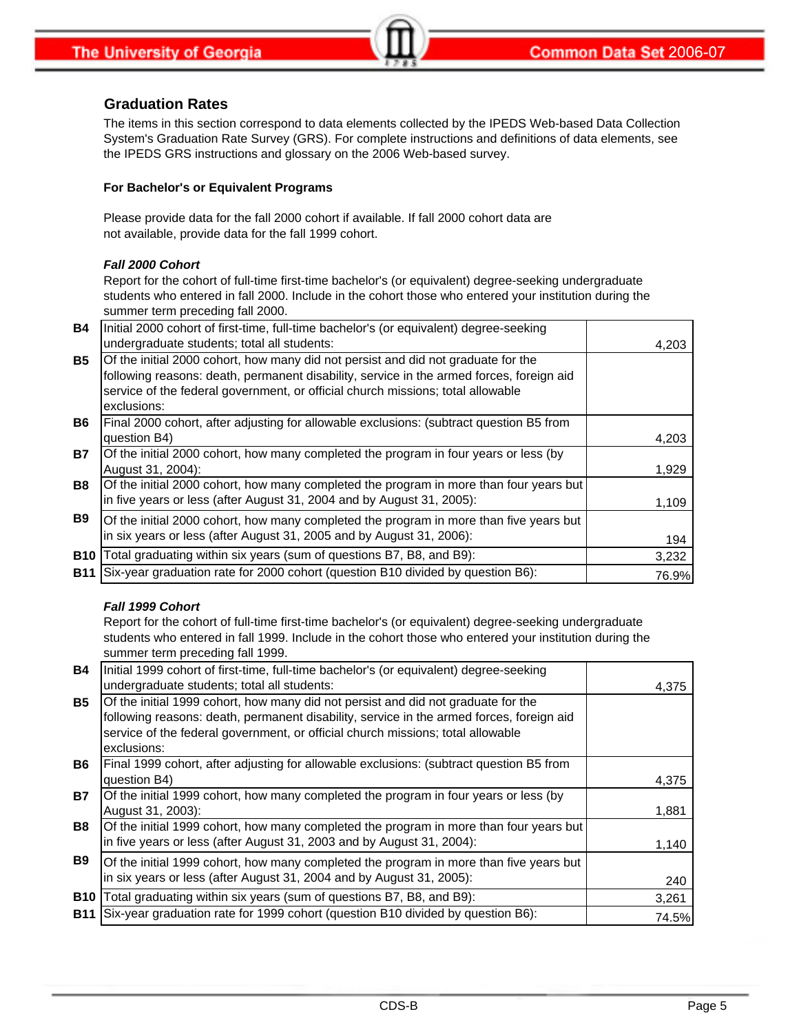## Graduation Rates

The items in this section correspond to data elements collected by the IPEDS Web-based Data Collection System's Graduation Rate Survey (GRS). For complete instructions and definitions of data elements, see the IPEDS GRS instructions and glossary on the 2006 Web-based survey.

**For Bachelor's or Equivalent Programs**

Please provide data for the fall 2000 cohort if available. If fall 2000 cohort data are not available, provide data for the fall 1999 cohort.

***Fall 2000 Cohort***

Report for the cohort of full-time first-time bachelor's (or equivalent) degree-seeking undergraduate students who entered in fall 2000. Include in the cohort those who entered your institution during the summer term preceding fall 2000.

| | | |
|---|---|---|
| **B4** | Initial 2000 cohort of first-time, full-time bachelor's (or equivalent) degree-seeking undergraduate students; total all students: | 4,203 |
| **B5** | Of the initial 2000 cohort, how many did not persist and did not graduate for the following reasons: death, permanent disability, service in the armed forces, foreign aid service of the federal government, or official church missions; total allowable exclusions: | |
| **B6** | Final 2000 cohort, after adjusting for allowable exclusions: (subtract question B5 from question B4) | 4,203 |
| **B7** | Of the initial 2000 cohort, how many completed the program in four years or less (by August 31, 2004): | 1,929 |
| **B8** | Of the initial 2000 cohort, how many completed the program in more than four years but in five years or less (after August 31, 2004 and by August 31, 2005): | 1,109 |
| **B9** | Of the initial 2000 cohort, how many completed the program in more than five years but in six years or less (after August 31, 2005 and by August 31, 2006): | 194 |
| **B10** | Total graduating within six years (sum of questions B7, B8, and B9): | 3,232 |
| **B11** | Six-year graduation rate for 2000 cohort (question B10 divided by question B6): | 76.9% |

***Fall 1999 Cohort***

Report for the cohort of full-time first-time bachelor's (or equivalent) degree-seeking undergraduate students who entered in fall 1999. Include in the cohort those who entered your institution during the summer term preceding fall 1999.

| | | |
|---|---|---|
| **B4** | Initial 1999 cohort of first-time, full-time bachelor's (or equivalent) degree-seeking undergraduate students; total all students: | 4,375 |
| **B5** | Of the initial 1999 cohort, how many did not persist and did not graduate for the following reasons: death, permanent disability, service in the armed forces, foreign aid service of the federal government, or official church missions; total allowable exclusions: | |
| **B6** | Final 1999 cohort, after adjusting for allowable exclusions: (subtract question B5 from question B4) | 4,375 |
| **B7** | Of the initial 1999 cohort, how many completed the program in four years or less (by August 31, 2003): | 1,881 |
| **B8** | Of the initial 1999 cohort, how many completed the program in more than four years but in five years or less (after August 31, 2003 and by August 31, 2004): | 1,140 |
| **B9** | Of the initial 1999 cohort, how many completed the program in more than five years but in six years or less (after August 31, 2004 and by August 31, 2005): | 240 |
| **B10** | Total graduating within six years (sum of questions B7, B8, and B9): | 3,261 |
| **B11** | Six-year graduation rate for 1999 cohort (question B10 divided by question B6): | 74.5% |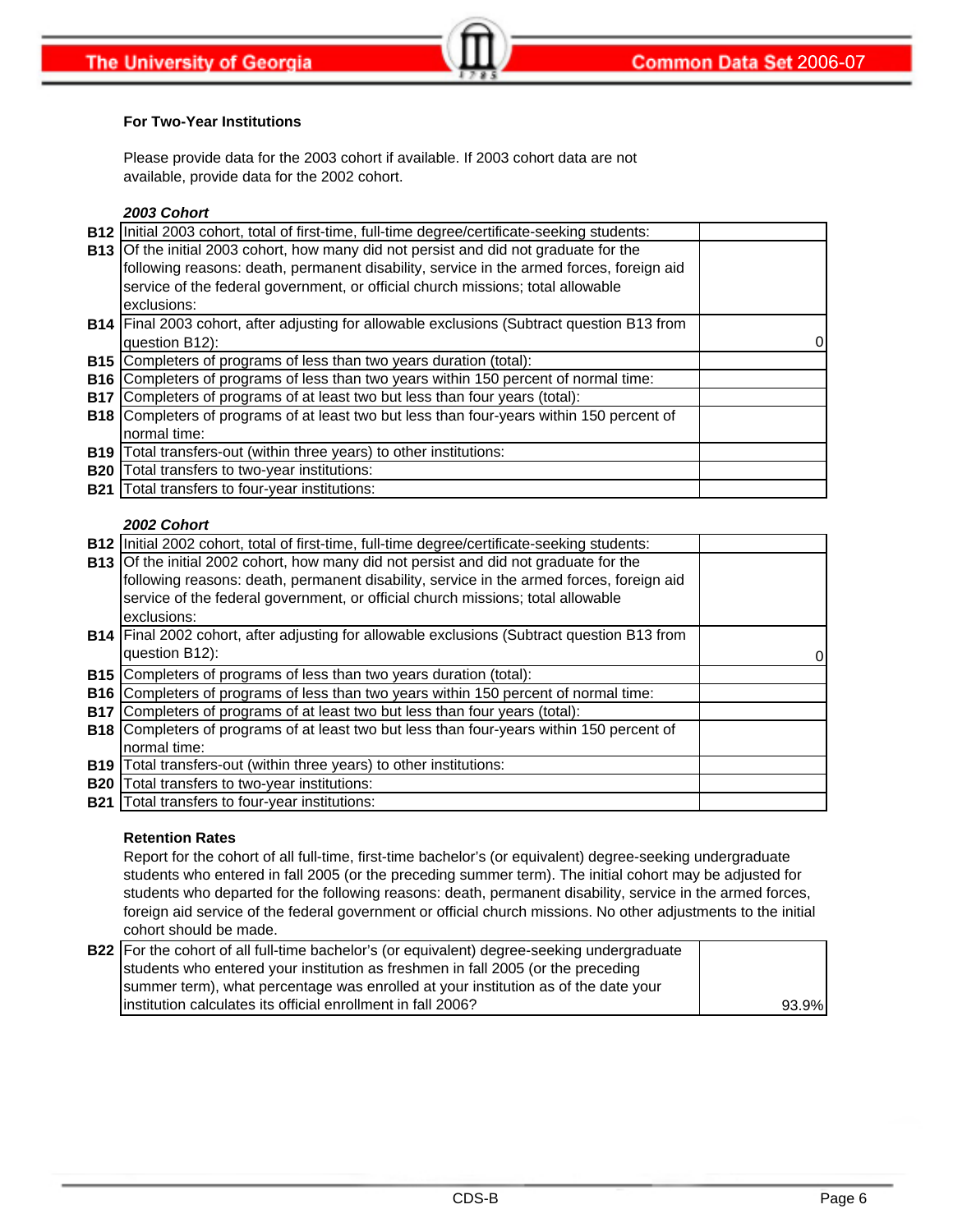### For Two-Year Institutions

Please provide data for the 2003 cohort if available. If 2003 cohort data are not available, provide data for the 2002 cohort.

***2003 Cohort***

| | | |
|---|---|---|
| **B12** | Initial 2003 cohort, total of first-time, full-time degree/certificate-seeking students: | |
| **B13** | Of the initial 2003 cohort, how many did not persist and did not graduate for the following reasons: death, permanent disability, service in the armed forces, foreign aid service of the federal government, or official church missions; total allowable exclusions: | |
| **B14** | Final 2003 cohort, after adjusting for allowable exclusions (Subtract question B13 from question B12): | 0 |
| **B15** | Completers of programs of less than two years duration (total): | |
| **B16** | Completers of programs of less than two years within 150 percent of normal time: | |
| **B17** | Completers of programs of at least two but less than four years (total): | |
| **B18** | Completers of programs of at least two but less than four-years within 150 percent of normal time: | |
| **B19** | Total transfers-out (within three years) to other institutions: | |
| **B20** | Total transfers to two-year institutions: | |
| **B21** | Total transfers to four-year institutions: | |

***2002 Cohort***

| | | |
|---|---|---|
| **B12** | Initial 2002 cohort, total of first-time, full-time degree/certificate-seeking students: | |
| **B13** | Of the initial 2002 cohort, how many did not persist and did not graduate for the following reasons: death, permanent disability, service in the armed forces, foreign aid service of the federal government, or official church missions; total allowable exclusions: | |
| **B14** | Final 2002 cohort, after adjusting for allowable exclusions (Subtract question B13 from question B12): | 0 |
| **B15** | Completers of programs of less than two years duration (total): | |
| **B16** | Completers of programs of less than two years within 150 percent of normal time: | |
| **B17** | Completers of programs of at least two but less than four years (total): | |
| **B18** | Completers of programs of at least two but less than four-years within 150 percent of normal time: | |
| **B19** | Total transfers-out (within three years) to other institutions: | |
| **B20** | Total transfers to two-year institutions: | |
| **B21** | Total transfers to four-year institutions: | |

### Retention Rates

Report for the cohort of all full-time, first-time bachelor's (or equivalent) degree-seeking undergraduate students who entered in fall 2005 (or the preceding summer term). The initial cohort may be adjusted for students who departed for the following reasons: death, permanent disability, service in the armed forces, foreign aid service of the federal government or official church missions. No other adjustments to the initial cohort should be made.

| | | |
|---|---|---|
| **B22** | For the cohort of all full-time bachelor's (or equivalent) degree-seeking undergraduate students who entered your institution as freshmen in fall 2005 (or the preceding summer term), what percentage was enrolled at your institution as of the date your institution calculates its official enrollment in fall 2006? | 93.9% |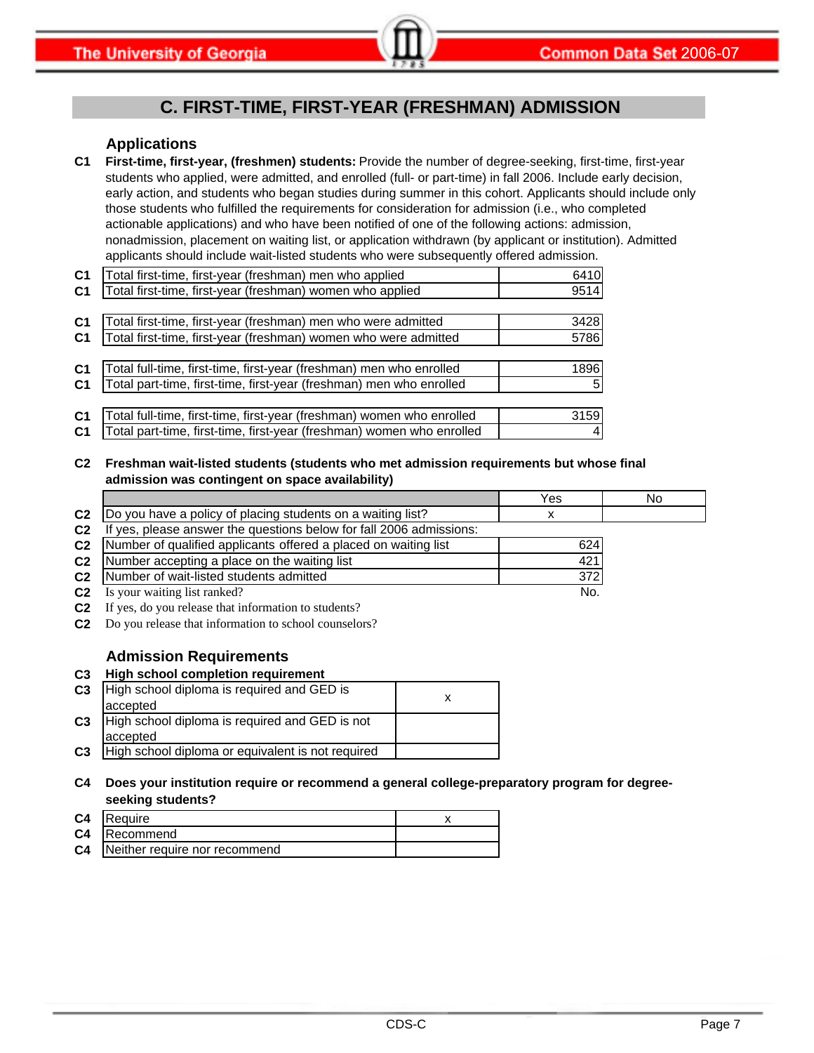## C. FIRST-TIME, FIRST-YEAR (FRESHMAN) ADMISSION

### Applications

**C1** **First-time, first-year, (freshmen) students:** Provide the number of degree-seeking, first-time, first-year students who applied, were admitted, and enrolled (full- or part-time) in fall 2006. Include early decision, early action, and students who began studies during summer in this cohort. Applicants should include only those students who fulfilled the requirements for consideration for admission (i.e., who completed actionable applications) and who have been notified of one of the following actions: admission, nonadmission, placement on waiting list, or application withdrawn (by applicant or institution). Admitted applicants should include wait-listed students who were subsequently offered admission.

| | | |
|---|---|---|
| C1 | Total first-time, first-year (freshman) men who applied | 6410 |
| C1 | Total first-time, first-year (freshman) women who applied | 9514 |
| C1 | Total first-time, first-year (freshman) men who were admitted | 3428 |
| C1 | Total first-time, first-year (freshman) women who were admitted | 5786 |
| C1 | Total full-time, first-time, first-year (freshman) men who enrolled | 1896 |
| C1 | Total part-time, first-time, first-year (freshman) men who enrolled | 5 |
| C1 | Total full-time, first-time, first-year (freshman) women who enrolled | 3159 |
| C1 | Total part-time, first-time, first-year (freshman) women who enrolled | 4 |

**C2** **Freshman wait-listed students (students who met admission requirements but whose final admission was contingent on space availability)**

| | | Yes | No |
|---|---|---|---|
| C2 | Do you have a policy of placing students on a waiting list? | x | |
| C2 | If yes, please answer the questions below for fall 2006 admissions: | | |
| C2 | Number of qualified applicants offered a placed on waiting list | 624 | |
| C2 | Number accepting a place on the waiting list | 421 | |
| C2 | Number of wait-listed students admitted | 372 | |
| C2 | Is your waiting list ranked? | No. | |
| C2 | If yes, do you release that information to students? | | |
| C2 | Do you release that information to school counselors? | | |

### Admission Requirements

**C3** **High school completion requirement**

| | | |
|---|---|---|
| C3 | High school diploma is required and GED is accepted | x |
| C3 | High school diploma is required and GED is not accepted | |
| C3 | High school diploma or equivalent is not required | |

**C4** **Does your institution require or recommend a general college-preparatory program for degree-seeking students?**

| | | |
|---|---|---|
| C4 | Require | x |
| C4 | Recommend | |
| C4 | Neither require nor recommend | |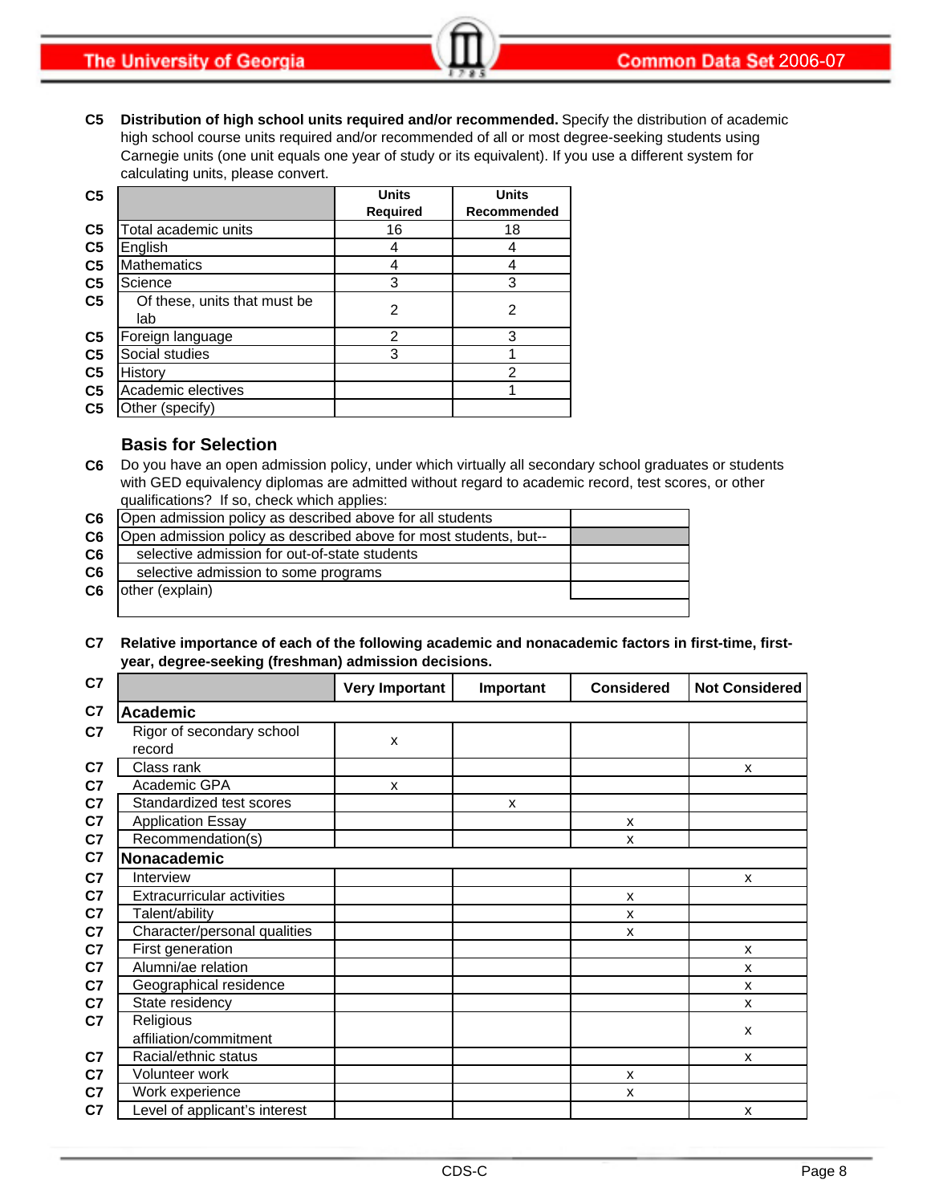**C5 Distribution of high school units required and/or recommended.** Specify the distribution of academic high school course units required and/or recommended of all or most degree-seeking students using Carnegie units (one unit equals one year of study or its equivalent). If you use a different system for calculating units, please convert.

| C5 | | Units Required | Units Recommended |
|---|---|---|---|
| C5 | Total academic units | 16 | 18 |
| C5 | English | 4 | 4 |
| C5 | Mathematics | 4 | 4 |
| C5 | Science | 3 | 3 |
| C5 | Of these, units that must be lab | 2 | 2 |
| C5 | Foreign language | 2 | 3 |
| C5 | Social studies | 3 | 1 |
| C5 | History | | 2 |
| C5 | Academic electives | | 1 |
| C5 | Other (specify) | | |

## Basis for Selection

**C6** Do you have an open admission policy, under which virtually all secondary school graduates or students with GED equivalency diplomas are admitted without regard to academic record, test scores, or other qualifications? If so, check which applies:

| C6 | | |
|---|---|---|
| C6 | Open admission policy as described above for all students | |
| C6 | Open admission policy as described above for most students, but-- | |
| C6 | selective admission for out-of-state students | |
| C6 | selective admission to some programs | |
| C6 | other (explain) | |

**C7 Relative importance of each of the following academic and nonacademic factors in first-time, first-year, degree-seeking (freshman) admission decisions.**

| C7 | | Very Important | Important | Considered | Not Considered |
|---|---|---|---|---|---|
| C7 | **Academic** | | | | |
| C7 | Rigor of secondary school record | x | | | |
| C7 | Class rank | | | | x |
| C7 | Academic GPA | x | | | |
| C7 | Standardized test scores | | x | | |
| C7 | Application Essay | | | x | |
| C7 | Recommendation(s) | | | x | |
| C7 | **Nonacademic** | | | | |
| C7 | Interview | | | | x |
| C7 | Extracurricular activities | | | x | |
| C7 | Talent/ability | | | x | |
| C7 | Character/personal qualities | | | x | |
| C7 | First generation | | | | x |
| C7 | Alumni/ae relation | | | | x |
| C7 | Geographical residence | | | | x |
| C7 | State residency | | | | x |
| C7 | Religious affiliation/commitment | | | | x |
| C7 | Racial/ethnic status | | | | x |
| C7 | Volunteer work | | | x | |
| C7 | Work experience | | | x | |
| C7 | Level of applicant's interest | | | | x |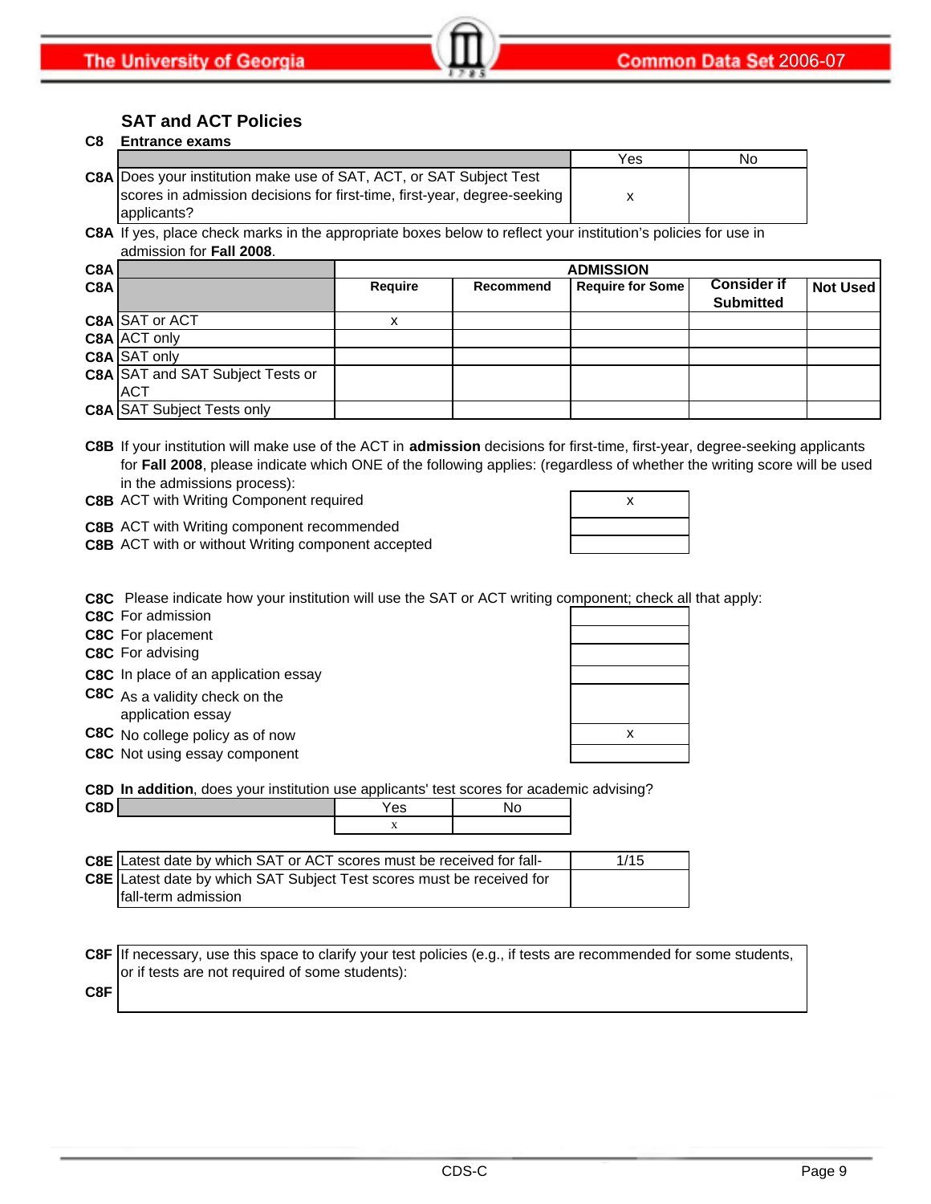## SAT and ACT Policies

**C8 Entrance exams**

| | | Yes | No |
|---|---|---|---|
| C8A | Does your institution make use of SAT, ACT, or SAT Subject Test scores in admission decisions for first-time, first-year, degree-seeking applicants? | x | |

**C8A** If yes, place check marks in the appropriate boxes below to reflect your institution's policies for use in admission for **Fall 2008**.

| C8A | | ADMISSION | | | | |
|---|---|---|---|---|---|---|
| **C8A** | | **Require** | **Recommend** | **Require for Some** | **Consider if Submitted** | **Not Used** |
| **C8A** | SAT or ACT | x | | | | |
| **C8A** | ACT only | | | | | |
| **C8A** | SAT only | | | | | |
| **C8A** | SAT and SAT Subject Tests or ACT | | | | | |
| **C8A** | SAT Subject Tests only | | | | | |

**C8B** If your institution will make use of the ACT in **admission** decisions for first-time, first-year, degree-seeking applicants for **Fall 2008**, please indicate which ONE of the following applies: (regardless of whether the writing score will be used in the admissions process):

| | | |
|---|---|---|
| **C8B** | ACT with Writing Component required | x |
| **C8B** | ACT with Writing component recommended | |
| **C8B** | ACT with or without Writing component accepted | |

**C8C** Please indicate how your institution will use the SAT or ACT writing component; check all that apply:

| | | |
|---|---|---|
| **C8C** | For admission | |
| **C8C** | For placement | |
| **C8C** | For advising | |
| **C8C** | In place of an application essay | |
| **C8C** | As a validity check on the application essay | |
| **C8C** | No college policy as of now | x |
| **C8C** | Not using essay component | |

**C8D** **In addition**, does your institution use applicants' test scores for academic advising?

| C8D | Yes | No |
|---|---|---|
| | x | |

| | | |
|---|---|---|
| **C8E** | Latest date by which SAT or ACT scores must be received for fall- | 1/15 |
| **C8E** | Latest date by which SAT Subject Test scores must be received for fall-term admission | |

| | |
|---|---|
| **C8F** | If necessary, use this space to clarify your test policies (e.g., if tests are recommended for some students, or if tests are not required of some students): |
| **C8F** | |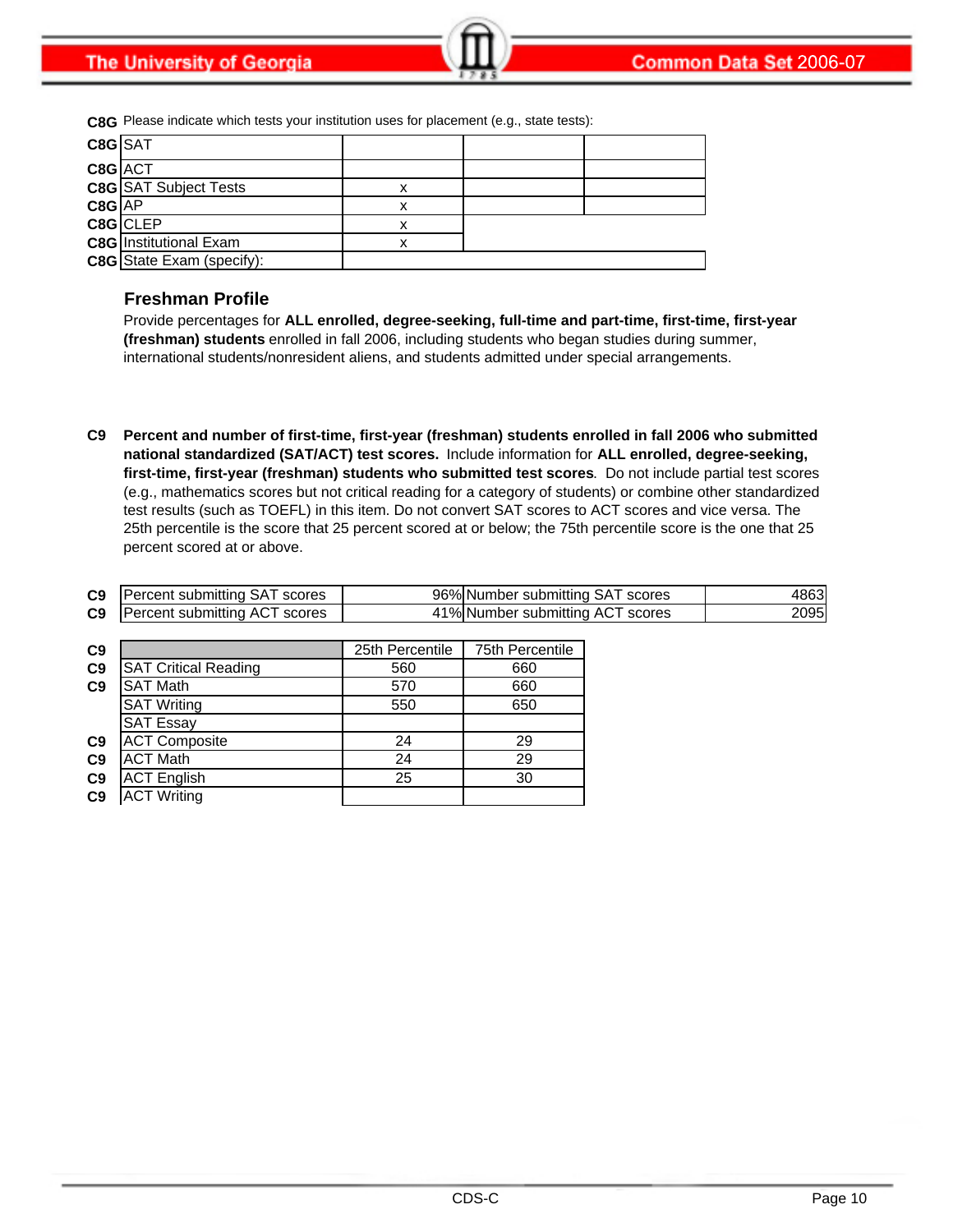**C8G** Please indicate which tests your institution uses for placement (e.g., state tests):

| | | | | |
|---|---|---|---|---|
| C8G | SAT | | | |
| C8G | ACT | | | |
| C8G | SAT Subject Tests | x | | |
| C8G | AP | x | | |
| C8G | CLEP | x | | |
| C8G | Institutional Exam | x | | |
| C8G | State Exam (specify): | | | |

### Freshman Profile

Provide percentages for **ALL enrolled, degree-seeking, full-time and part-time, first-time, first-year (freshman) students** enrolled in fall 2006, including students who began studies during summer, international students/nonresident aliens, and students admitted under special arrangements.

**C9** **Percent and number of first-time, first-year (freshman) students enrolled in fall 2006 who submitted national standardized (SAT/ACT) test scores.** Include information for **ALL enrolled, degree-seeking, first-time, first-year (freshman) students who submitted test scores**. Do not include partial test scores (e.g., mathematics scores but not critical reading for a category of students) or combine other standardized test results (such as TOEFL) in this item. Do not convert SAT scores to ACT scores and vice versa. The 25th percentile is the score that 25 percent scored at or below; the 75th percentile score is the one that 25 percent scored at or above.

| | | | | |
|---|---|---|---|---|
| C9 | Percent submitting SAT scores | 96% | Number submitting SAT scores | 4863 |
| C9 | Percent submitting ACT scores | 41% | Number submitting ACT scores | 2095 |

| | | 25th Percentile | 75th Percentile |
|---|---|---|---|
| C9 | SAT Critical Reading | 560 | 660 |
| C9 | SAT Math | 570 | 660 |
| | SAT Writing | 550 | 650 |
| | SAT Essay | | |
| C9 | ACT Composite | 24 | 29 |
| C9 | ACT Math | 24 | 29 |
| C9 | ACT English | 25 | 30 |
| C9 | ACT Writing | | |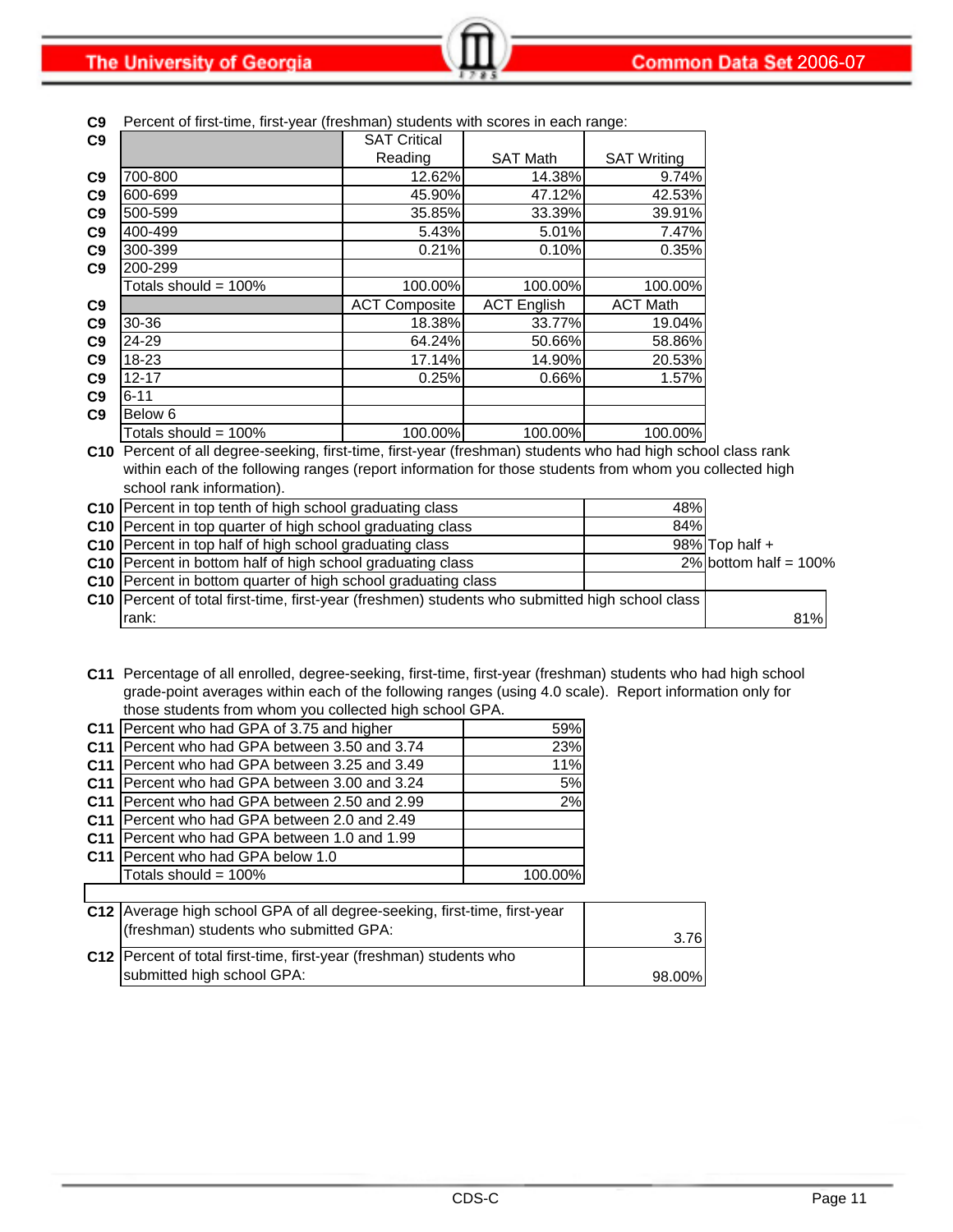**C9** Percent of first-time, first-year (freshman) students with scores in each range:

| | | SAT Critical Reading | SAT Math | SAT Writing |
|---|---|---|---|---|
| C9 | 700-800 | 12.62% | 14.38% | 9.74% |
| C9 | 600-699 | 45.90% | 47.12% | 42.53% |
| C9 | 500-599 | 35.85% | 33.39% | 39.91% |
| C9 | 400-499 | 5.43% | 5.01% | 7.47% |
| C9 | 300-399 | 0.21% | 0.10% | 0.35% |
| C9 | 200-299 | | | |
| | Totals should = 100% | 100.00% | 100.00% | 100.00% |

| | | ACT Composite | ACT English | ACT Math |
|---|---|---|---|---|
| C9 | 30-36 | 18.38% | 33.77% | 19.04% |
| C9 | 24-29 | 64.24% | 50.66% | 58.86% |
| C9 | 18-23 | 17.14% | 14.90% | 20.53% |
| C9 | 12-17 | 0.25% | 0.66% | 1.57% |
| C9 | 6-11 | | | |
| C9 | Below 6 | | | |
| | Totals should = 100% | 100.00% | 100.00% | 100.00% |

**C10** Percent of all degree-seeking, first-time, first-year (freshman) students who had high school class rank within each of the following ranges (report information for those students from whom you collected high school rank information).

| | | | |
|---|---|---|---|
| C10 | Percent in top tenth of high school graduating class | 48% | |
| C10 | Percent in top quarter of high school graduating class | 84% | |
| C10 | Percent in top half of high school graduating class | 98% | Top half + |
| C10 | Percent in bottom half of high school graduating class | 2% | bottom half = 100% |
| C10 | Percent in bottom quarter of high school graduating class | | |
| C10 | Percent of total first-time, first-year (freshmen) students who submitted high school class rank: | 81% | |

**C11** Percentage of all enrolled, degree-seeking, first-time, first-year (freshman) students who had high school grade-point averages within each of the following ranges (using 4.0 scale). Report information only for those students from whom you collected high school GPA.

| | | |
|---|---|---|
| C11 | Percent who had GPA of 3.75 and higher | 59% |
| C11 | Percent who had GPA between 3.50 and 3.74 | 23% |
| C11 | Percent who had GPA between 3.25 and 3.49 | 11% |
| C11 | Percent who had GPA between 3.00 and 3.24 | 5% |
| C11 | Percent who had GPA between 2.50 and 2.99 | 2% |
| C11 | Percent who had GPA between 2.0 and 2.49 | |
| C11 | Percent who had GPA between 1.0 and 1.99 | |
| C11 | Percent who had GPA below 1.0 | |
| | Totals should = 100% | 100.00% |

| | | |
|---|---|---|
| C12 | Average high school GPA of all degree-seeking, first-time, first-year (freshman) students who submitted GPA: | 3.76 |
| C12 | Percent of total first-time, first-year (freshman) students who submitted high school GPA: | 98.00% |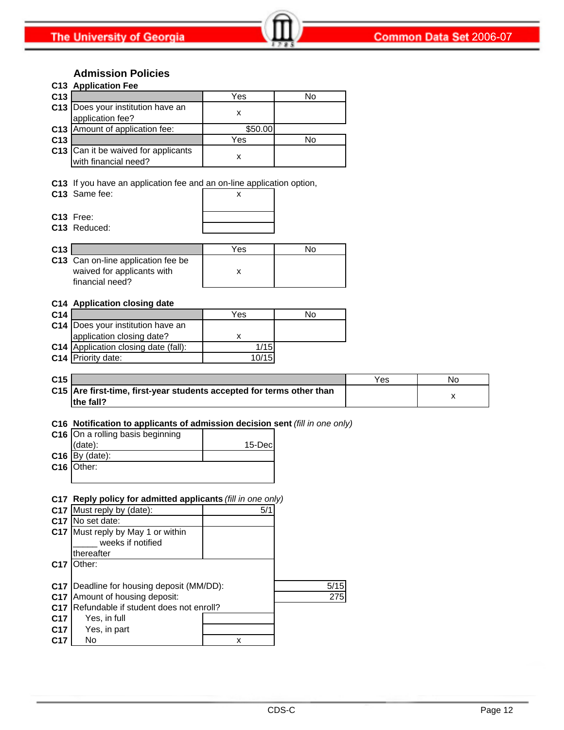## Admission Policies

**C13 Application Fee**

| C13 | | Yes | No |
|---|---|---|---|
| C13 | Does your institution have an application fee? | x | |
| C13 | Amount of application fee: | $50.00 | |
| C13 | | Yes | No |
| C13 | Can it be waived for applicants with financial need? | x | |

C13 If you have an application fee and an on-line application option,

| C13 | | |
|---|---|---|
| C13 | Same fee: | x |
| C13 | Free: | |
| C13 | Reduced: | |

| C13 | | Yes | No |
|---|---|---|---|
| C13 | Can on-line application fee be waived for applicants with financial need? | x | |

**C14 Application closing date**

| C14 | | Yes | No |
|---|---|---|---|
| C14 | Does your institution have an application closing date? | x | |
| C14 | Application closing date (fall): | 1/15 | |
| C14 | Priority date: | 10/15 | |

| C15 | | Yes | No |
|---|---|---|---|
| C15 | **Are first-time, first-year students accepted for terms other than the fall?** | | x |

**C16 Notification to applicants of admission decision sent** *(fill in one only)*

| C16 | | |
|---|---|---|
| C16 | On a rolling basis beginning (date): | 15-Dec |
| C16 | By (date): | |
| C16 | Other: | |

**C17 Reply policy for admitted applicants** *(fill in one only)*

| C17 | | |
|---|---|---|
| C17 | Must reply by (date): | 5/1 |
| C17 | No set date: | |
| C17 | Must reply by May 1 or within _____ weeks if notified thereafter | |
| C17 | Other: | |

| C17 | | |
|---|---|---|
| C17 | Deadline for housing deposit (MM/DD): | 5/15 |
| C17 | Amount of housing deposit: | 275 |
| C17 | Refundable if student does not enroll? | |
| C17 | Yes, in full | |
| C17 | Yes, in part | |
| C17 | No | x |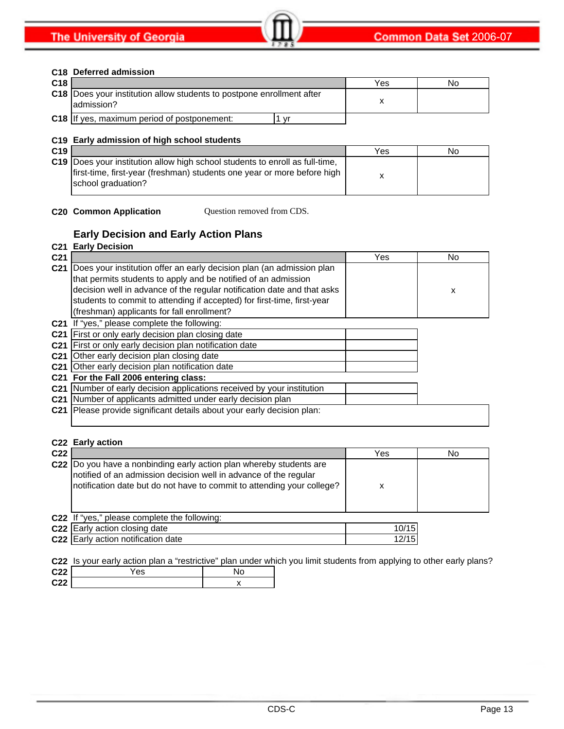## C18 Deferred admission

| C18 | | Yes | No |
|---|---|---|---|
| C18 | Does your institution allow students to postpone enrollment after admission? | x | |
| C18 | If yes, maximum period of postponement: 1 yr | | |

## C19 Early admission of high school students

| C19 | | Yes | No |
|---|---|---|---|
| C19 | Does your institution allow high school students to enroll as full-time, first-time, first-year (freshman) students one year or more before high school graduation? | x | |

**C20 Common Application** Question removed from CDS.

## Early Decision and Early Action Plans

### C21 Early Decision

| C21 | | Yes | No |
|---|---|---|---|
| C21 | Does your institution offer an early decision plan (an admission plan that permits students to apply and be notified of an admission decision well in advance of the regular notification date and that asks students to commit to attending if accepted) for first-time, first-year (freshman) applicants for fall enrollment? | | x |

C21 If "yes," please complete the following:

| C21 | | |
|---|---|---|
| C21 | First or only early decision plan closing date | |
| C21 | First or only early decision plan notification date | |
| C21 | Other early decision plan closing date | |
| C21 | Other early decision plan notification date | |
| C21 | **For the Fall 2006 entering class:** | |
| C21 | Number of early decision applications received by your institution | |
| C21 | Number of applicants admitted under early decision plan | |
| C21 | Please provide significant details about your early decision plan: | |

### C22 Early action

| C22 | | Yes | No |
|---|---|---|---|
| C22 | Do you have a nonbinding early action plan whereby students are notified of an admission decision well in advance of the regular notification date but do not have to commit to attending your college? | x | |

C22 If "yes," please complete the following:

| C22 | | |
|---|---|---|
| C22 | Early action closing date | 10/15 |
| C22 | Early action notification date | 12/15 |

C22 Is your early action plan a "restrictive" plan under which you limit students from applying to other early plans?

| C22 | Yes | No |
|---|---|---|
| C22 | | x |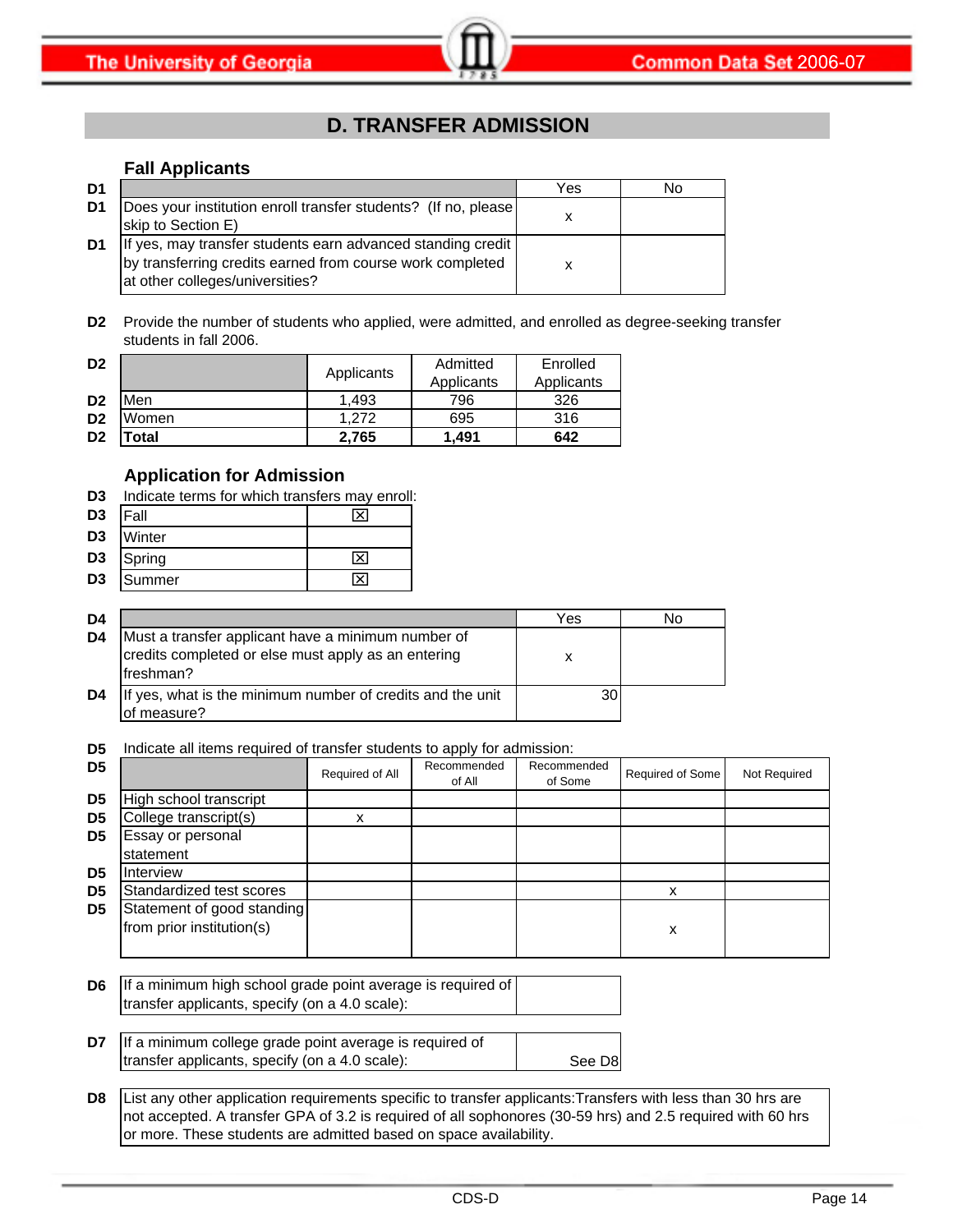## D. TRANSFER ADMISSION

### Fall Applicants

| | | Yes | No |
|---|---|---|---|
| D1 | Does your institution enroll transfer students? (If no, please skip to Section E) | x | |
| D1 | If yes, may transfer students earn advanced standing credit by transferring credits earned from course work completed at other colleges/universities? | x | |

**D2** Provide the number of students who applied, were admitted, and enrolled as degree-seeking transfer students in fall 2006.

| | | Applicants | Admitted Applicants | Enrolled Applicants |
|---|---|---|---|---|
| D2 | Men | 1,493 | 796 | 326 |
| D2 | Women | 1,272 | 695 | 316 |
| D2 | **Total** | **2,765** | **1,491** | **642** |

### Application for Admission

**D3** Indicate terms for which transfers may enroll:

| | | |
|---|---|---|
| D3 | Fall | ☒ |
| D3 | Winter | |
| D3 | Spring | ☒ |
| D3 | Summer | ☒ |

| | | Yes | No |
|---|---|---|---|
| D4 | Must a transfer applicant have a minimum number of credits completed or else must apply as an entering freshman? | x | |
| D4 | If yes, what is the minimum number of credits and the unit of measure? | 30 | |

**D5** Indicate all items required of transfer students to apply for admission:

| | | Required of All | Recommended of All | Recommended of Some | Required of Some | Not Required |
|---|---|---|---|---|---|---|
| D5 | High school transcript | | | | | |
| D5 | College transcript(s) | x | | | | |
| D5 | Essay or personal statement | | | | | |
| D5 | Interview | | | | | |
| D5 | Standardized test scores | | | | x | |
| D5 | Statement of good standing from prior institution(s) | | | | x | |

| | | |
|---|---|---|
| D6 | If a minimum high school grade point average is required of transfer applicants, specify (on a 4.0 scale): | |
| D7 | If a minimum college grade point average is required of transfer applicants, specify (on a 4.0 scale): | See D8 |

**D8** List any other application requirements specific to transfer applicants:Transfers with less than 30 hrs are not accepted. A transfer GPA of 3.2 is required of all sophonores (30-59 hrs) and 2.5 required with 60 hrs or more. These students are admitted based on space availability.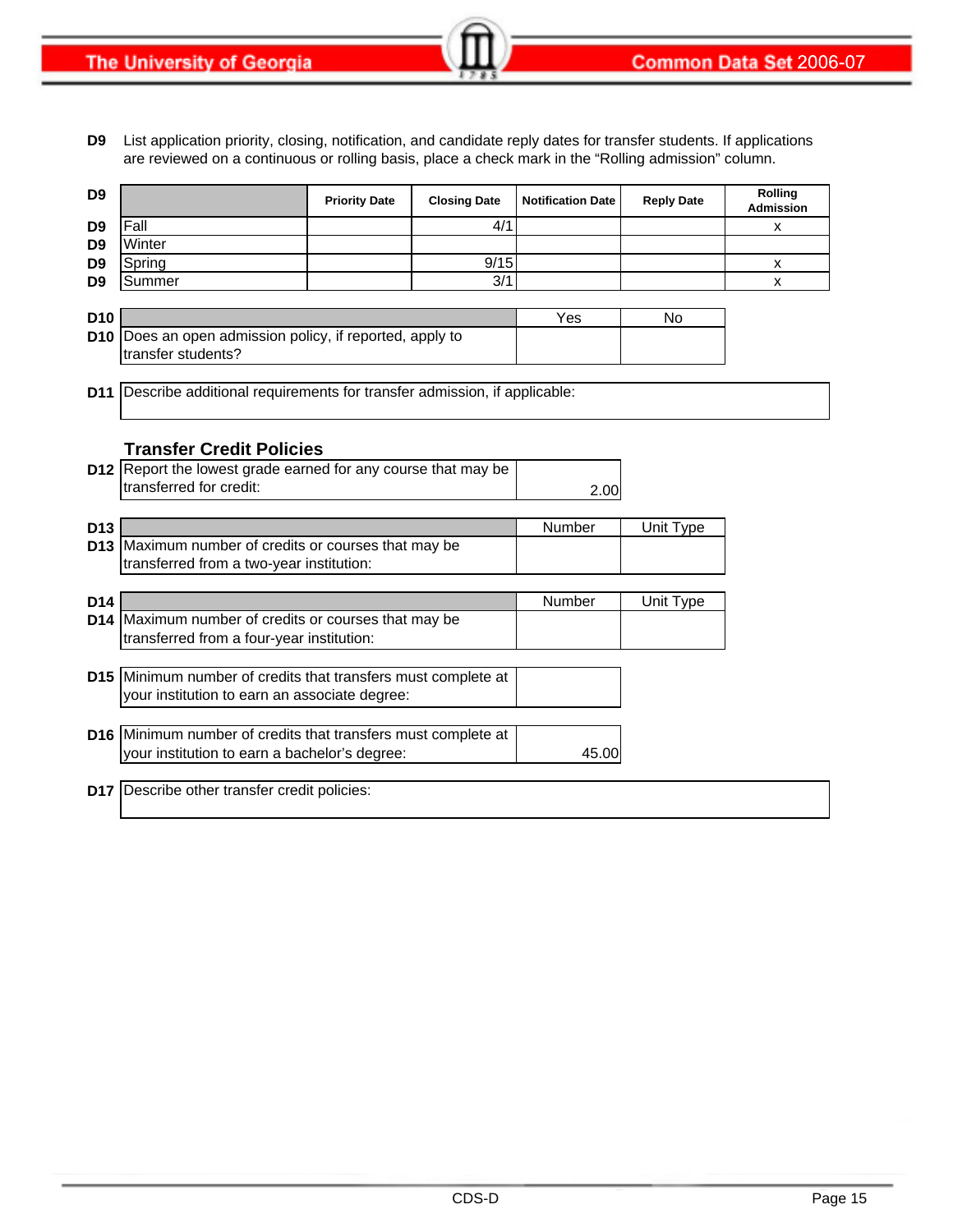**D9** List application priority, closing, notification, and candidate reply dates for transfer students. If applications are reviewed on a continuous or rolling basis, place a check mark in the "Rolling admission" column.

| D9 | | Priority Date | Closing Date | Notification Date | Reply Date | Rolling Admission |
|---|---|---|---|---|---|---|
| D9 | Fall | | 4/1 | | | x |
| D9 | Winter | | | | | |
| D9 | Spring | | 9/15 | | | x |
| D9 | Summer | | 3/1 | | | x |

| D10 | | Yes | No |
|---|---|---|---|
| D10 | Does an open admission policy, if reported, apply to transfer students? | | |

**D11** Describe additional requirements for transfer admission, if applicable:

## Transfer Credit Policies

| | | |
|---|---|---|
| D12 | Report the lowest grade earned for any course that may be transferred for credit: | 2.00 |

| D13 | | Number | Unit Type |
|---|---|---|---|
| D13 | Maximum number of credits or courses that may be transferred from a two-year institution: | | |

| D14 | | Number | Unit Type |
|---|---|---|---|
| D14 | Maximum number of credits or courses that may be transferred from a four-year institution: | | |

| | | |
|---|---|---|
| D15 | Minimum number of credits that transfers must complete at your institution to earn an associate degree: | |

| | | |
|---|---|---|
| D16 | Minimum number of credits that transfers must complete at your institution to earn a bachelor's degree: | 45.00 |

**D17** Describe other transfer credit policies: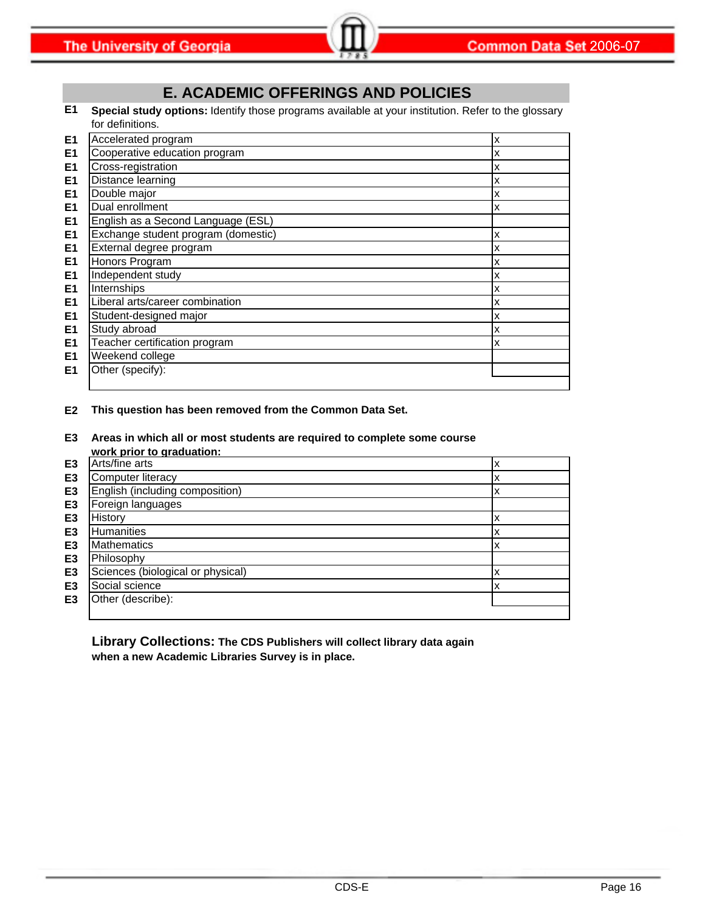## E. ACADEMIC OFFERINGS AND POLICIES

**E1** **Special study options:** Identify those programs available at your institution. Refer to the glossary for definitions.

| | | |
|---|---|---|
| E1 | Accelerated program | x |
| E1 | Cooperative education program | x |
| E1 | Cross-registration | x |
| E1 | Distance learning | x |
| E1 | Double major | x |
| E1 | Dual enrollment | x |
| E1 | English as a Second Language (ESL) | |
| E1 | Exchange student program (domestic) | x |
| E1 | External degree program | x |
| E1 | Honors Program | x |
| E1 | Independent study | x |
| E1 | Internships | x |
| E1 | Liberal arts/career combination | x |
| E1 | Student-designed major | x |
| E1 | Study abroad | x |
| E1 | Teacher certification program | x |
| E1 | Weekend college | |
| E1 | Other (specify): | |

**E2** **This question has been removed from the Common Data Set.**

**E3** **Areas in which all or most students are required to complete some course work prior to graduation:**

| | | |
|---|---|---|
| E3 | Arts/fine arts | x |
| E3 | Computer literacy | x |
| E3 | English (including composition) | x |
| E3 | Foreign languages | |
| E3 | History | x |
| E3 | Humanities | x |
| E3 | Mathematics | x |
| E3 | Philosophy | |
| E3 | Sciences (biological or physical) | x |
| E3 | Social science | x |
| E3 | Other (describe): | |

**Library Collections: The CDS Publishers will collect library data again when a new Academic Libraries Survey is in place.**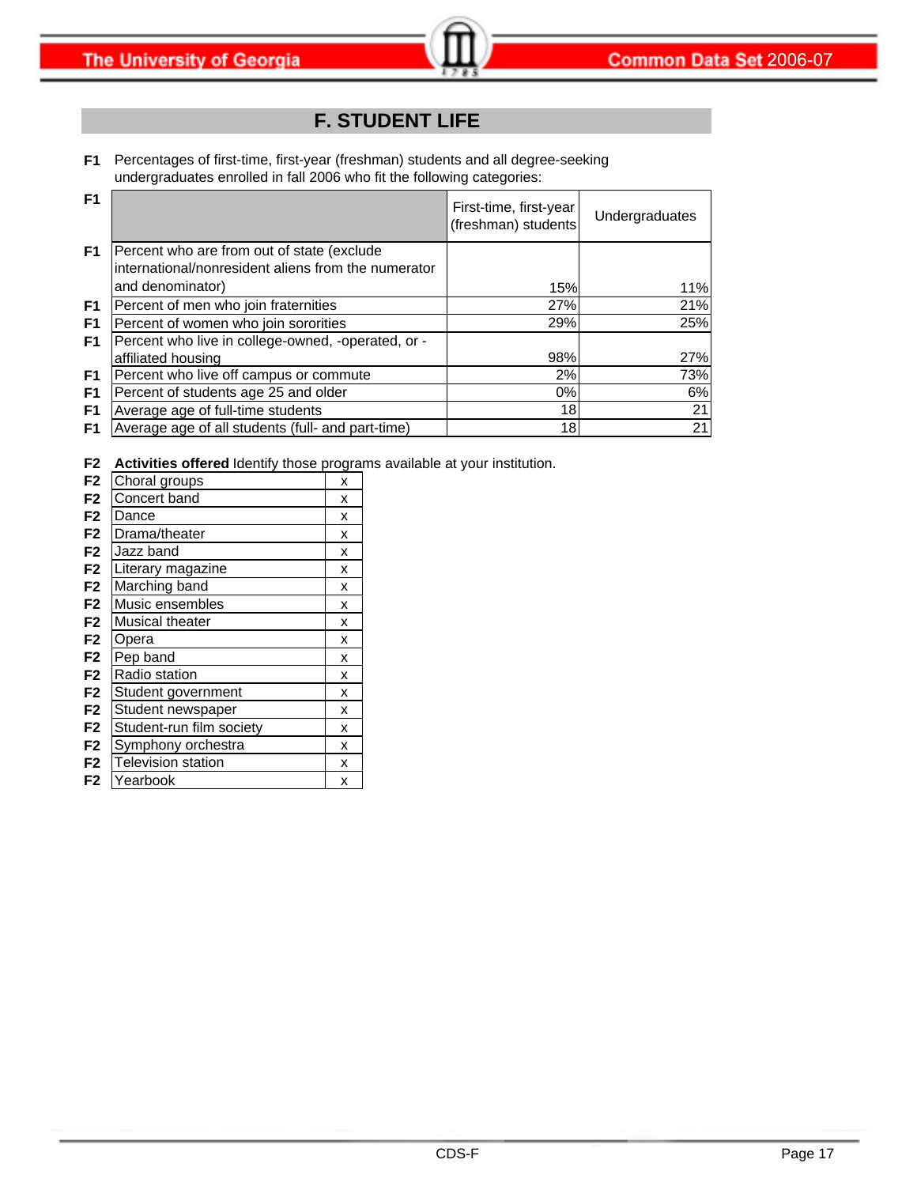## F. STUDENT LIFE

**F1** Percentages of first-time, first-year (freshman) students and all degree-seeking undergraduates enrolled in fall 2006 who fit the following categories:

| | | First-time, first-year (freshman) students | Undergraduates |
|---|---|---|---|
| F1 | Percent who are from out of state (exclude international/nonresident aliens from the numerator and denominator) | 15% | 11% |
| F1 | Percent of men who join fraternities | 27% | 21% |
| F1 | Percent of women who join sororities | 29% | 25% |
| F1 | Percent who live in college-owned, -operated, or -affiliated housing | 98% | 27% |
| F1 | Percent who live off campus or commute | 2% | 73% |
| F1 | Percent of students age 25 and older | 0% | 6% |
| F1 | Average age of full-time students | 18 | 21 |
| F1 | Average age of all students (full- and part-time) | 18 | 21 |

**F2** **Activities offered** Identify those programs available at your institution.

| | Activity | |
|---|---|---|
| F2 | Choral groups | x |
| F2 | Concert band | x |
| F2 | Dance | x |
| F2 | Drama/theater | x |
| F2 | Jazz band | x |
| F2 | Literary magazine | x |
| F2 | Marching band | x |
| F2 | Music ensembles | x |
| F2 | Musical theater | x |
| F2 | Opera | x |
| F2 | Pep band | x |
| F2 | Radio station | x |
| F2 | Student government | x |
| F2 | Student newspaper | x |
| F2 | Student-run film society | x |
| F2 | Symphony orchestra | x |
| F2 | Television station | x |
| F2 | Yearbook | x |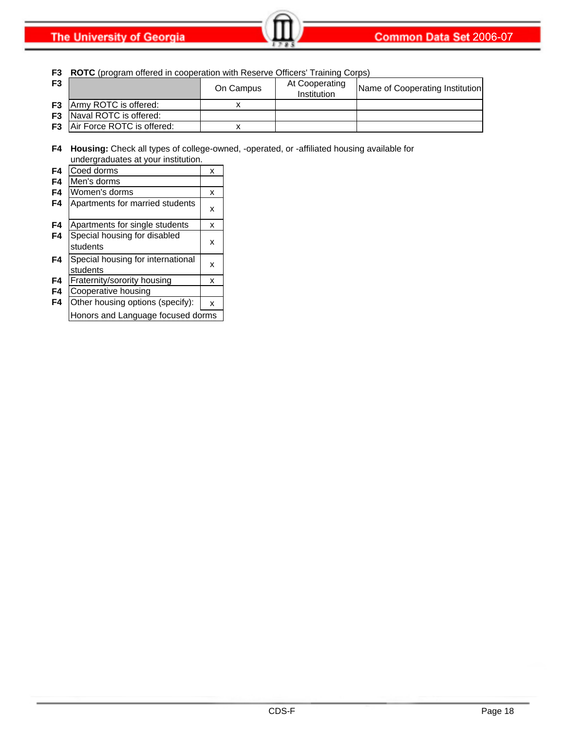**F3 ROTC** (program offered in cooperation with Reserve Officers' Training Corps)

| F3 | | On Campus | At Cooperating Institution | Name of Cooperating Institution |
|---|---|---|---|---|
| F3 | Army ROTC is offered: | x | | |
| F3 | Naval ROTC is offered: | | | |
| F3 | Air Force ROTC is offered: | x | | |

**F4 Housing:** Check all types of college-owned, -operated, or -affiliated housing available for undergraduates at your institution.

| | | |
|---|---|---|
| F4 | Coed dorms | x |
| F4 | Men's dorms | |
| F4 | Women's dorms | x |
| F4 | Apartments for married students | x |
| F4 | Apartments for single students | x |
| F4 | Special housing for disabled students | x |
| F4 | Special housing for international students | x |
| F4 | Fraternity/sorority housing | x |
| F4 | Cooperative housing | |
| F4 | Other housing options (specify): | x |
| | Honors and Language focused dorms | |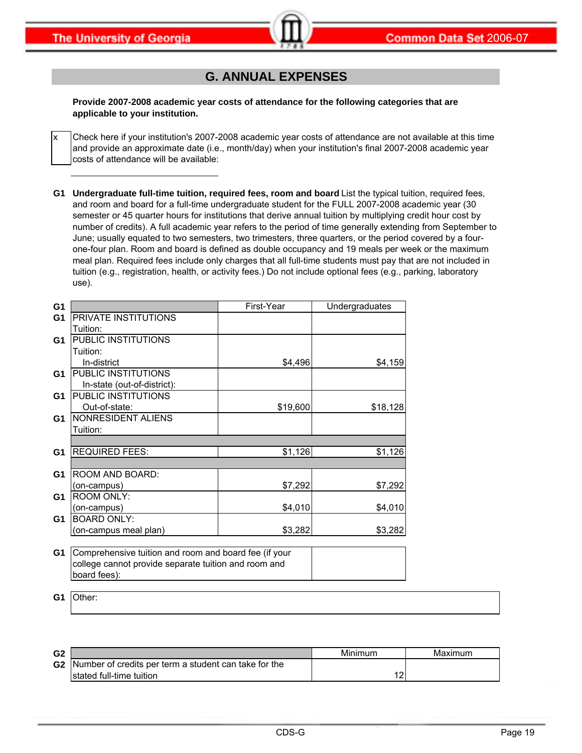## G. ANNUAL EXPENSES

**Provide 2007-2008 academic year costs of attendance for the following categories that are applicable to your institution.**

x — Check here if your institution's 2007-2008 academic year costs of attendance are not available at this time and provide an approximate date (i.e., month/day) when your institution's final 2007-2008 academic year costs of attendance will be available:

______________________

**G1 Undergraduate full-time tuition, required fees, room and board** List the typical tuition, required fees, and room and board for a full-time undergraduate student for the FULL 2007-2008 academic year (30 semester or 45 quarter hours for institutions that derive annual tuition by multiplying credit hour cost by number of credits). A full academic year refers to the period of time generally extending from September to June; usually equated to two semesters, two trimesters, three quarters, or the period covered by a four-one-four plan. Room and board is defined as double occupancy and 19 meals per week or the maximum meal plan. Required fees include only charges that all full-time students must pay that are not included in tuition (e.g., registration, health, or activity fees.) Do not include optional fees (e.g., parking, laboratory use).

| | | First-Year | Undergraduates |
|---|---|---|---|
| G1 | PRIVATE INSTITUTIONS Tuition: | | |
| G1 | PUBLIC INSTITUTIONS Tuition: In-district | $4,496 | $4,159 |
| G1 | PUBLIC INSTITUTIONS In-state (out-of-district): | | |
| G1 | PUBLIC INSTITUTIONS Out-of-state: | $19,600 | $18,128 |
| G1 | NONRESIDENT ALIENS Tuition: | | |
| G1 | REQUIRED FEES: | $1,126 | $1,126 |
| G1 | ROOM AND BOARD: (on-campus) | $7,292 | $7,292 |
| G1 | ROOM ONLY: (on-campus) | $4,010 | $4,010 |
| G1 | BOARD ONLY: (on-campus meal plan) | $3,282 | $3,282 |

| | | |
|---|---|---|
| G1 | Comprehensive tuition and room and board fee (if your college cannot provide separate tuition and room and board fees): | |

| | |
|---|---|
| G1 | Other: |

| | | Minimum | Maximum |
|---|---|---|---|
| G2 | Number of credits per term a student can take for the stated full-time tuition | 12 | |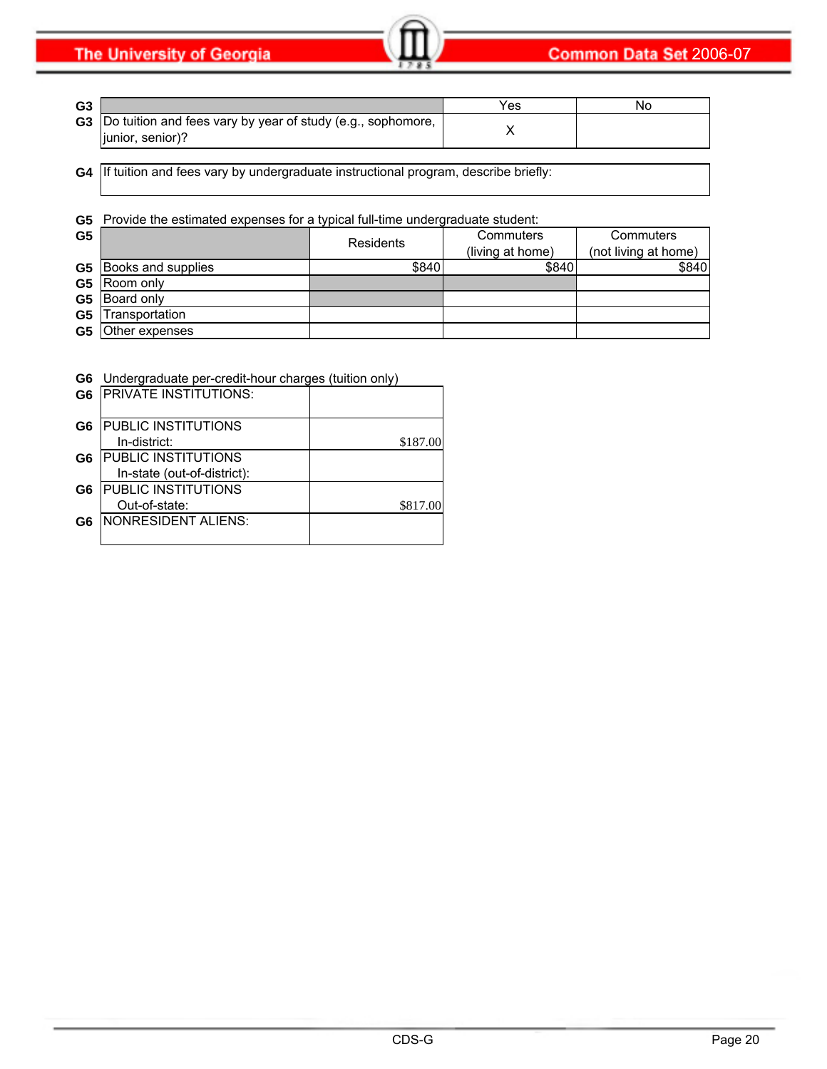| G3 | | Yes | No |
|---|---|---|---|
| G3 | Do tuition and fees vary by year of study (e.g., sophomore, junior, senior)? | X | |

| G4 | If tuition and fees vary by undergraduate instructional program, describe briefly: |
|---|---|
| | |

G5 Provide the estimated expenses for a typical full-time undergraduate student:

| G5 | | Residents | Commuters (living at home) | Commuters (not living at home) |
|---|---|---|---|---|
| G5 | Books and supplies | $840 | $840 | $840 |
| G5 | Room only | | | |
| G5 | Board only | | | |
| G5 | Transportation | | | |
| G5 | Other expenses | | | |

G6 Undergraduate per-credit-hour charges (tuition only)

| G6 | | |
|---|---|---|
| G6 | PRIVATE INSTITUTIONS: | |
| G6 | PUBLIC INSTITUTIONS In-district: | $187.00 |
| G6 | PUBLIC INSTITUTIONS In-state (out-of-district): | |
| G6 | PUBLIC INSTITUTIONS Out-of-state: | $817.00 |
| G6 | NONRESIDENT ALIENS: | |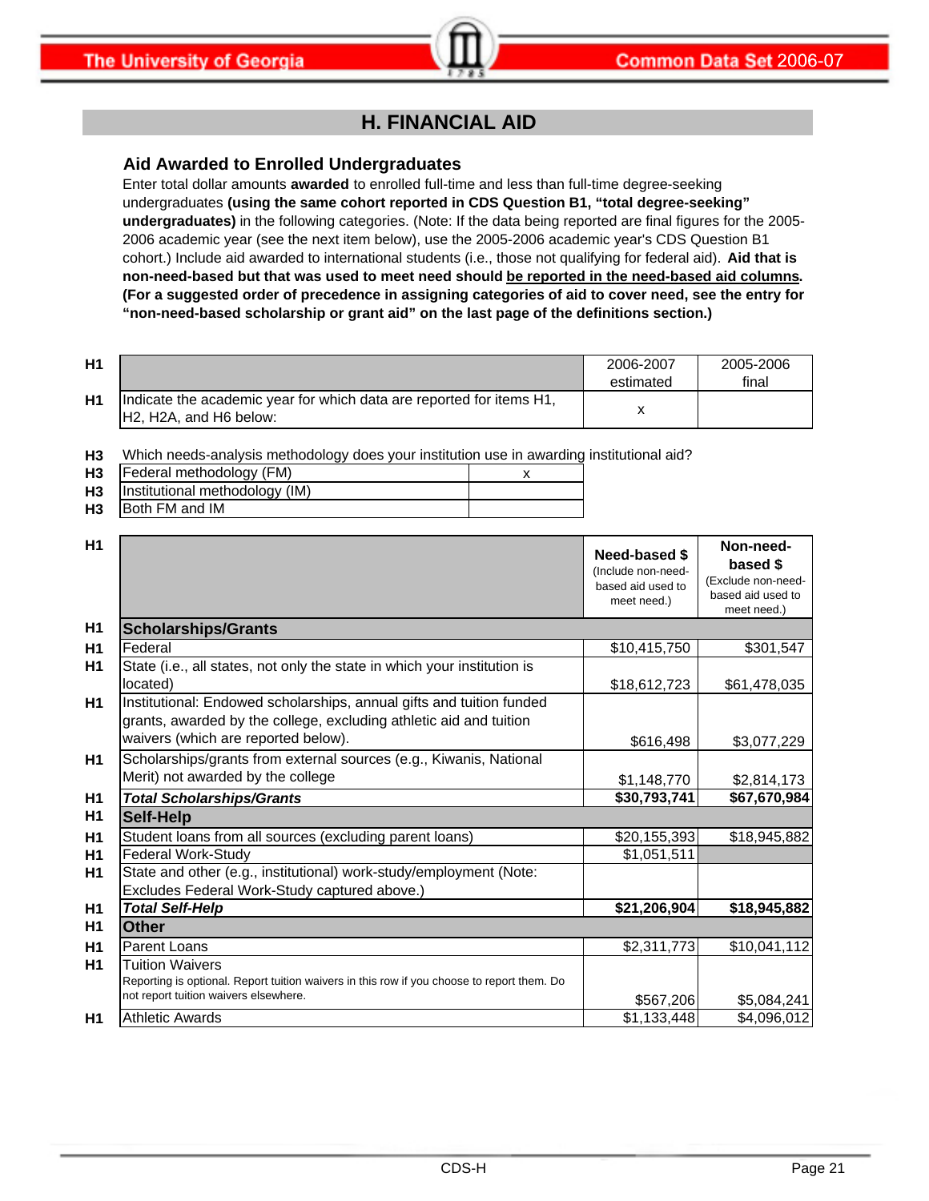## H. FINANCIAL AID

### Aid Awarded to Enrolled Undergraduates

Enter total dollar amounts **awarded** to enrolled full-time and less than full-time degree-seeking undergraduates **(using the same cohort reported in CDS Question B1, "total degree-seeking" undergraduates)** in the following categories. (Note: If the data being reported are final figures for the 2005-2006 academic year (see the next item below), use the 2005-2006 academic year's CDS Question B1 cohort.) Include aid awarded to international students (i.e., those not qualifying for federal aid). **Aid that is non-need-based but that was used to meet need should be reported in the need-based aid columns. (For a suggested order of precedence in assigning categories of aid to cover need, see the entry for "non-need-based scholarship or grant aid" on the last page of the definitions section.)**

| | | 2006-2007 estimated | 2005-2006 final |
|---|---|---|---|
| H1 | Indicate the academic year for which data are reported for items H1, H2, H2A, and H6 below: | x | |

H3 Which needs-analysis methodology does your institution use in awarding institutional aid?

| | | |
|---|---|---|
| H3 | Federal methodology (FM) | x |
| H3 | Institutional methodology (IM) | |
| H3 | Both FM and IM | |

| | | Need-based $ (Include non-need-based aid used to meet need.) | Non-need-based $ (Exclude non-need-based aid used to meet need.) |
|---|---|---|---|
| H1 | **Scholarships/Grants** | | |
| H1 | Federal | $10,415,750 | $301,547 |
| H1 | State (i.e., all states, not only the state in which your institution is located) | $18,612,723 | $61,478,035 |
| H1 | Institutional: Endowed scholarships, annual gifts and tuition funded grants, awarded by the college, excluding athletic aid and tuition waivers (which are reported below). | $616,498 | $3,077,229 |
| H1 | Scholarships/grants from external sources (e.g., Kiwanis, National Merit) not awarded by the college | $1,148,770 | $2,814,173 |
| H1 | ***Total Scholarships/Grants*** | **$30,793,741** | **$67,670,984** |
| H1 | **Self-Help** | | |
| H1 | Student loans from all sources (excluding parent loans) | $20,155,393 | $18,945,882 |
| H1 | Federal Work-Study | $1,051,511 | |
| H1 | State and other (e.g., institutional) work-study/employment (Note: Excludes Federal Work-Study captured above.) | | |
| H1 | ***Total Self-Help*** | **$21,206,904** | **$18,945,882** |
| H1 | **Other** | | |
| H1 | Parent Loans | $2,311,773 | $10,041,112 |
| H1 | Tuition Waivers<br>Reporting is optional. Report tuition waivers in this row if you choose to report them. Do not report tuition waivers elsewhere. | $567,206 | $5,084,241 |
| H1 | Athletic Awards | $1,133,448 | $4,096,012 |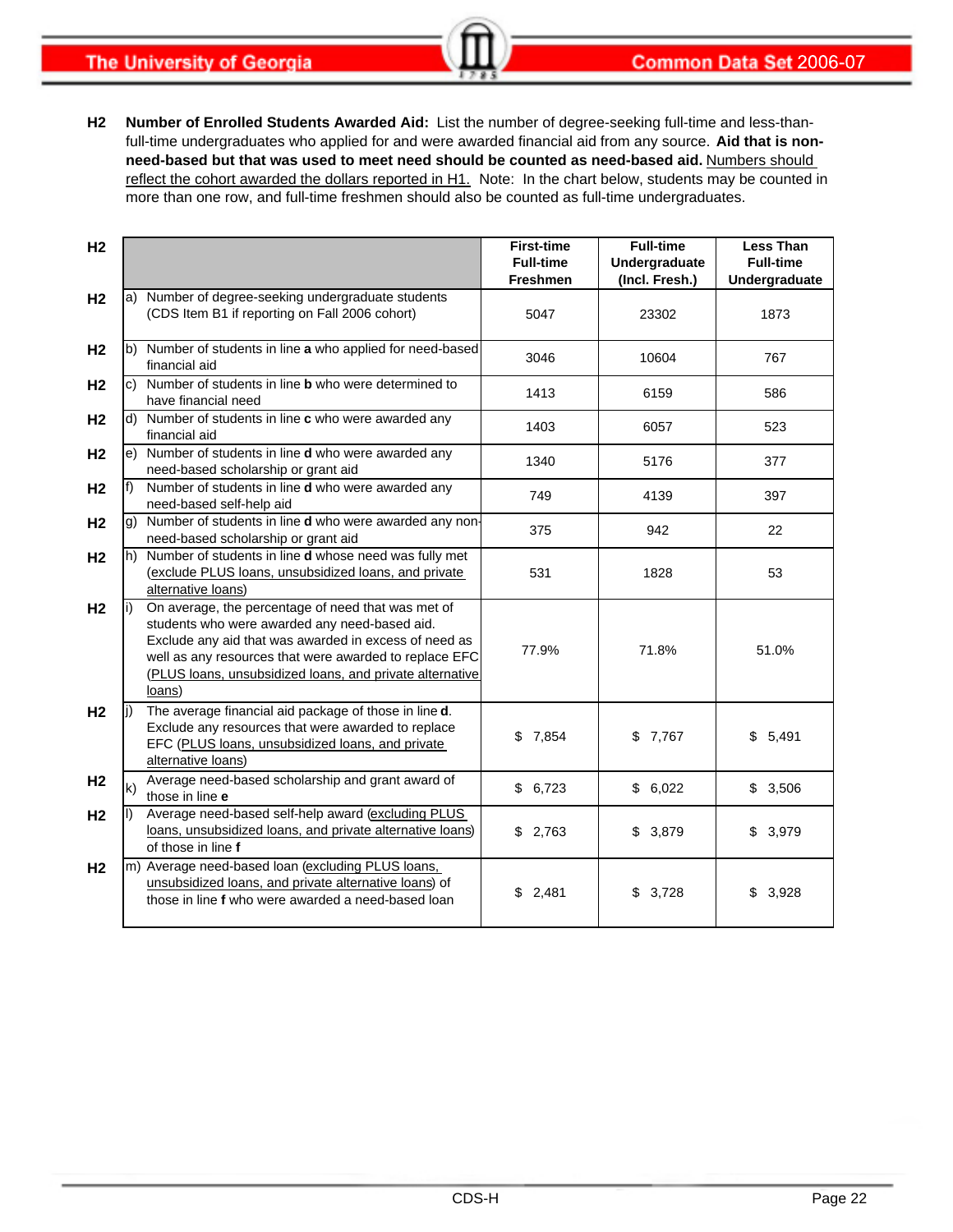**H2 Number of Enrolled Students Awarded Aid:** List the number of degree-seeking full-time and less-than-full-time undergraduates who applied for and were awarded financial aid from any source. **Aid that is non-need-based but that was used to meet need should be counted as need-based aid.** Numbers should reflect the cohort awarded the dollars reported in H1. Note: In the chart below, students may be counted in more than one row, and full-time freshmen should also be counted as full-time undergraduates.

| H2 | | First-time Full-time Freshmen | Full-time Undergraduate (Incl. Fresh.) | Less Than Full-time Undergraduate |
|---|---|---|---|---|
| H2 | a) Number of degree-seeking undergraduate students (CDS Item B1 if reporting on Fall 2006 cohort) | 5047 | 23302 | 1873 |
| H2 | b) Number of students in line **a** who applied for need-based financial aid | 3046 | 10604 | 767 |
| H2 | c) Number of students in line **b** who were determined to have financial need | 1413 | 6159 | 586 |
| H2 | d) Number of students in line **c** who were awarded any financial aid | 1403 | 6057 | 523 |
| H2 | e) Number of students in line **d** who were awarded any need-based scholarship or grant aid | 1340 | 5176 | 377 |
| H2 | f) Number of students in line **d** who were awarded any need-based self-help aid | 749 | 4139 | 397 |
| H2 | g) Number of students in line **d** who were awarded any non-need-based scholarship or grant aid | 375 | 942 | 22 |
| H2 | h) Number of students in line **d** whose need was fully met (exclude PLUS loans, unsubsidized loans, and private alternative loans) | 531 | 1828 | 53 |
| H2 | i) On average, the percentage of need that was met of students who were awarded any need-based aid. Exclude any aid that was awarded in excess of need as well as any resources that were awarded to replace EFC (PLUS loans, unsubsidized loans, and private alternative loans) | 77.9% | 71.8% | 51.0% |
| H2 | j) The average financial aid package of those in line **d**. Exclude any resources that were awarded to replace EFC (PLUS loans, unsubsidized loans, and private alternative loans) | $ 7,854 | $ 7,767 | $ 5,491 |
| H2 | k) Average need-based scholarship and grant award of those in line **e** | $ 6,723 | $ 6,022 | $ 3,506 |
| H2 | l) Average need-based self-help award (excluding PLUS loans, unsubsidized loans, and private alternative loans) of those in line **f** | $ 2,763 | $ 3,879 | $ 3,979 |
| H2 | m) Average need-based loan (excluding PLUS loans, unsubsidized loans, and private alternative loans) of those in line **f** who were awarded a need-based loan | $ 2,481 | $ 3,728 | $ 3,928 |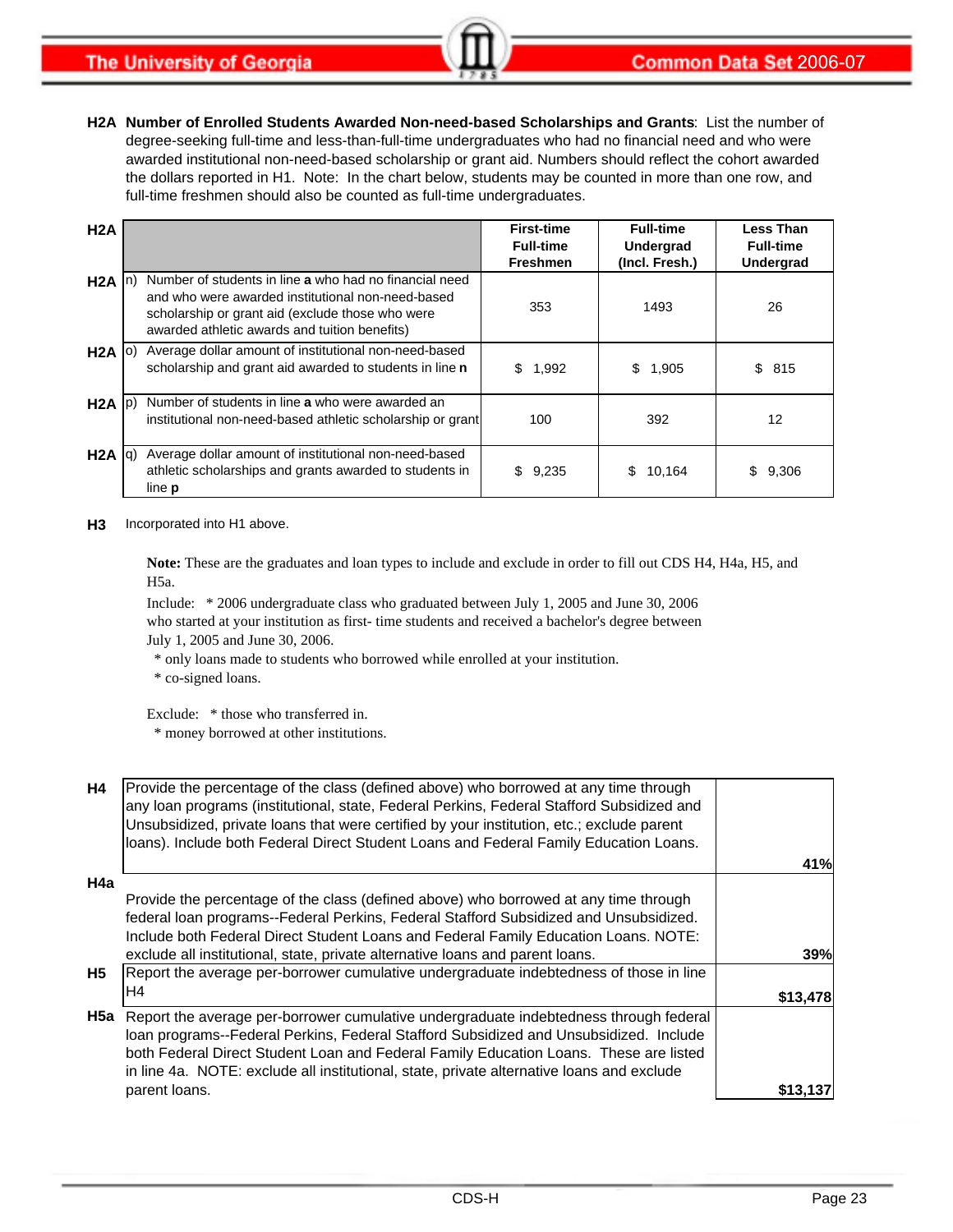**H2A Number of Enrolled Students Awarded Non-need-based Scholarships and Grants**: List the number of degree-seeking full-time and less-than-full-time undergraduates who had no financial need and who were awarded institutional non-need-based scholarship or grant aid. Numbers should reflect the cohort awarded the dollars reported in H1. Note: In the chart below, students may be counted in more than one row, and full-time freshmen should also be counted as full-time undergraduates.

| H2A | | First-time Full-time Freshmen | Full-time Undergrad (Incl. Fresh.) | Less Than Full-time Undergrad |
|---|---|---|---|---|
| H2A | n) Number of students in line **a** who had no financial need and who were awarded institutional non-need-based scholarship or grant aid (exclude those who were awarded athletic awards and tuition benefits) | 353 | 1493 | 26 |
| H2A | o) Average dollar amount of institutional non-need-based scholarship and grant aid awarded to students in line **n** | $ 1,992 | $ 1,905 | $ 815 |
| H2A | p) Number of students in line **a** who were awarded an institutional non-need-based athletic scholarship or grant | 100 | 392 | 12 |
| H2A | q) Average dollar amount of institutional non-need-based athletic scholarships and grants awarded to students in line **p** | $ 9,235 | $ 10,164 | $ 9,306 |

**H3** Incorporated into H1 above.

**Note:** These are the graduates and loan types to include and exclude in order to fill out CDS H4, H4a, H5, and H5a.

Include: * 2006 undergraduate class who graduated between July 1, 2005 and June 30, 2006 who started at your institution as first- time students and received a bachelor's degree between July 1, 2005 and June 30, 2006.
* only loans made to students who borrowed while enrolled at your institution.
* co-signed loans.

Exclude: * those who transferred in.
* money borrowed at other institutions.

| | | |
|---|---|---|
| H4 | Provide the percentage of the class (defined above) who borrowed at any time through any loan programs (institutional, state, Federal Perkins, Federal Stafford Subsidized and Unsubsidized, private loans that were certified by your institution, etc.; exclude parent loans). Include both Federal Direct Student Loans and Federal Family Education Loans. | **41%** |
| H4a | Provide the percentage of the class (defined above) who borrowed at any time through federal loan programs--Federal Perkins, Federal Stafford Subsidized and Unsubsidized. Include both Federal Direct Student Loans and Federal Family Education Loans. NOTE: exclude all institutional, state, private alternative loans and parent loans. | **39%** |
| H5 | Report the average per-borrower cumulative undergraduate indebtedness of those in line H4 | **$13,478** |
| H5a | Report the average per-borrower cumulative undergraduate indebtedness through federal loan programs--Federal Perkins, Federal Stafford Subsidized and Unsubsidized. Include both Federal Direct Student Loan and Federal Family Education Loans. These are listed in line 4a. NOTE: exclude all institutional, state, private alternative loans and exclude parent loans. | **$13,137** |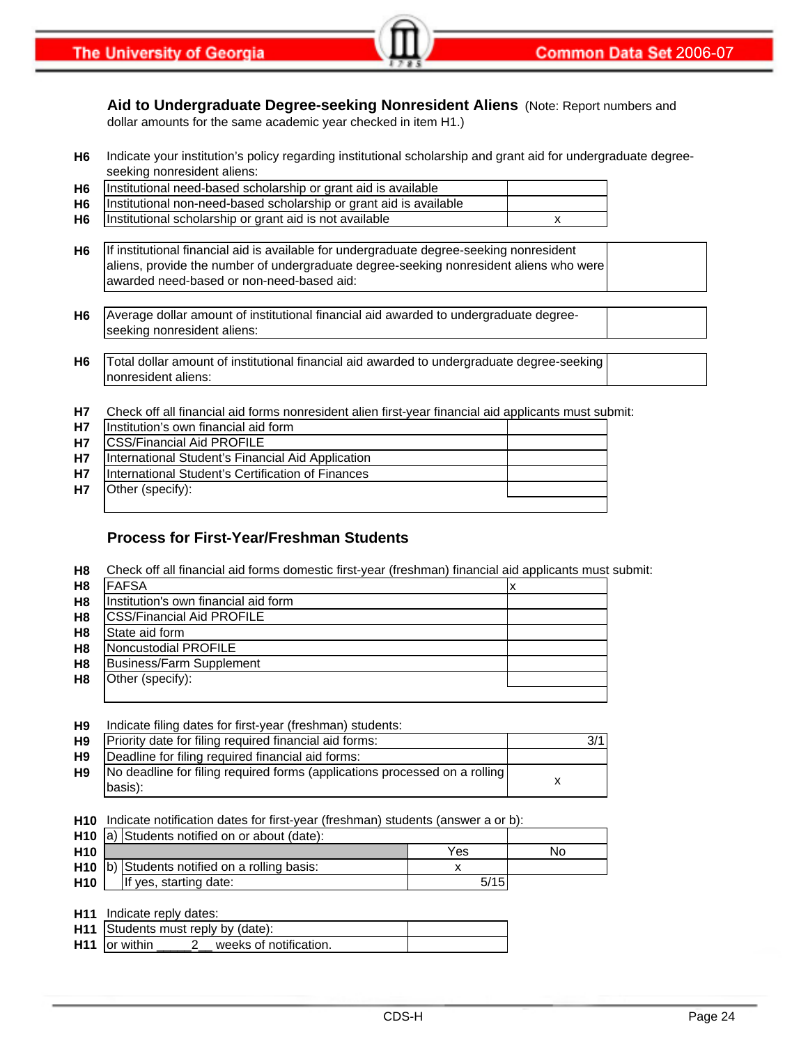### Aid to Undergraduate Degree-seeking Nonresident Aliens

(Note: Report numbers and dollar amounts for the same academic year checked in item H1.)

**H6** Indicate your institution's policy regarding institutional scholarship and grant aid for undergraduate degree-seeking nonresident aliens:

| | | |
|---|---|---|
| H6 | Institutional need-based scholarship or grant aid is available | |
| H6 | Institutional non-need-based scholarship or grant aid is available | |
| H6 | Institutional scholarship or grant aid is not available | x |

| | | |
|---|---|---|
| H6 | If institutional financial aid is available for undergraduate degree-seeking nonresident aliens, provide the number of undergraduate degree-seeking nonresident aliens who were awarded need-based or non-need-based aid: | |

| | | |
|---|---|---|
| H6 | Average dollar amount of institutional financial aid awarded to undergraduate degree-seeking nonresident aliens: | |

| | | |
|---|---|---|
| H6 | Total dollar amount of institutional financial aid awarded to undergraduate degree-seeking nonresident aliens: | |

**H7** Check off all financial aid forms nonresident alien first-year financial aid applicants must submit:

| | | |
|---|---|---|
| H7 | Institution's own financial aid form | |
| H7 | CSS/Financial Aid PROFILE | |
| H7 | International Student's Financial Aid Application | |
| H7 | International Student's Certification of Finances | |
| H7 | Other (specify): | |

### Process for First-Year/Freshman Students

**H8** Check off all financial aid forms domestic first-year (freshman) financial aid applicants must submit:

| | | |
|---|---|---|
| H8 | FAFSA | x |
| H8 | Institution's own financial aid form | |
| H8 | CSS/Financial Aid PROFILE | |
| H8 | State aid form | |
| H8 | Noncustodial PROFILE | |
| H8 | Business/Farm Supplement | |
| H8 | Other (specify): | |

**H9** Indicate filing dates for first-year (freshman) students:

| | | |
|---|---|---|
| H9 | Priority date for filing required financial aid forms: | 3/1 |
| H9 | Deadline for filing required financial aid forms: | |
| H9 | No deadline for filing required forms (applications processed on a rolling basis): | x |

**H10** Indicate notification dates for first-year (freshman) students (answer a or b):

| | | | |
|---|---|---|---|
| H10 | a) Students notified on or about (date): | | |
| H10 | | Yes | No |
| H10 | b) Students notified on a rolling basis: | x | |
| H10 | If yes, starting date: | 5/15 | |

**H11** Indicate reply dates:

| | | |
|---|---|---|
| H11 | Students must reply by (date): | |
| H11 | or within \_\_\_\_\_2\_\_ weeks of notification. | |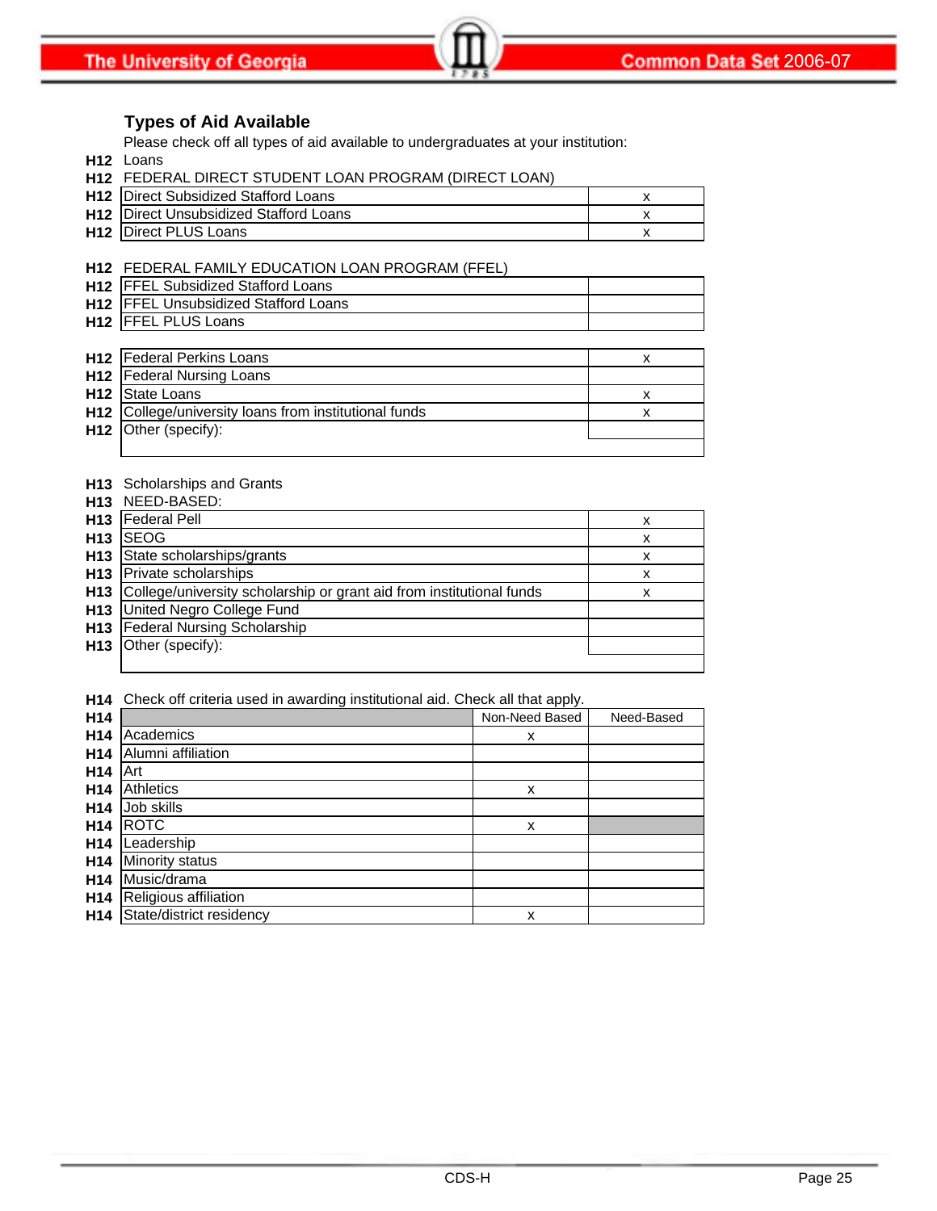## Types of Aid Available

Please check off all types of aid available to undergraduates at your institution:

**H12** Loans

**H12** FEDERAL DIRECT STUDENT LOAN PROGRAM (DIRECT LOAN)

| | | |
|---|---|---|
| **H12** | Direct Subsidized Stafford Loans | x |
| **H12** | Direct Unsubsidized Stafford Loans | x |
| **H12** | Direct PLUS Loans | x |

**H12** FEDERAL FAMILY EDUCATION LOAN PROGRAM (FFEL)

| | | |
|---|---|---|
| **H12** | FFEL Subsidized Stafford Loans | |
| **H12** | FFEL Unsubsidized Stafford Loans | |
| **H12** | FFEL PLUS Loans | |

| | | |
|---|---|---|
| **H12** | Federal Perkins Loans | x |
| **H12** | Federal Nursing Loans | |
| **H12** | State Loans | x |
| **H12** | College/university loans from institutional funds | x |
| **H12** | Other (specify): | |

**H13** Scholarships and Grants

**H13** NEED-BASED:

| | | |
|---|---|---|
| **H13** | Federal Pell | x |
| **H13** | SEOG | x |
| **H13** | State scholarships/grants | x |
| **H13** | Private scholarships | x |
| **H13** | College/university scholarship or grant aid from institutional funds | x |
| **H13** | United Negro College Fund | |
| **H13** | Federal Nursing Scholarship | |
| **H13** | Other (specify): | |

**H14** Check off criteria used in awarding institutional aid. Check all that apply.

| | | Non-Need Based | Need-Based |
|---|---|---|---|
| **H14** | Academics | x | |
| **H14** | Alumni affiliation | | |
| **H14** | Art | | |
| **H14** | Athletics | x | |
| **H14** | Job skills | | |
| **H14** | ROTC | x | |
| **H14** | Leadership | | |
| **H14** | Minority status | | |
| **H14** | Music/drama | | |
| **H14** | Religious affiliation | | |
| **H14** | State/district residency | x | |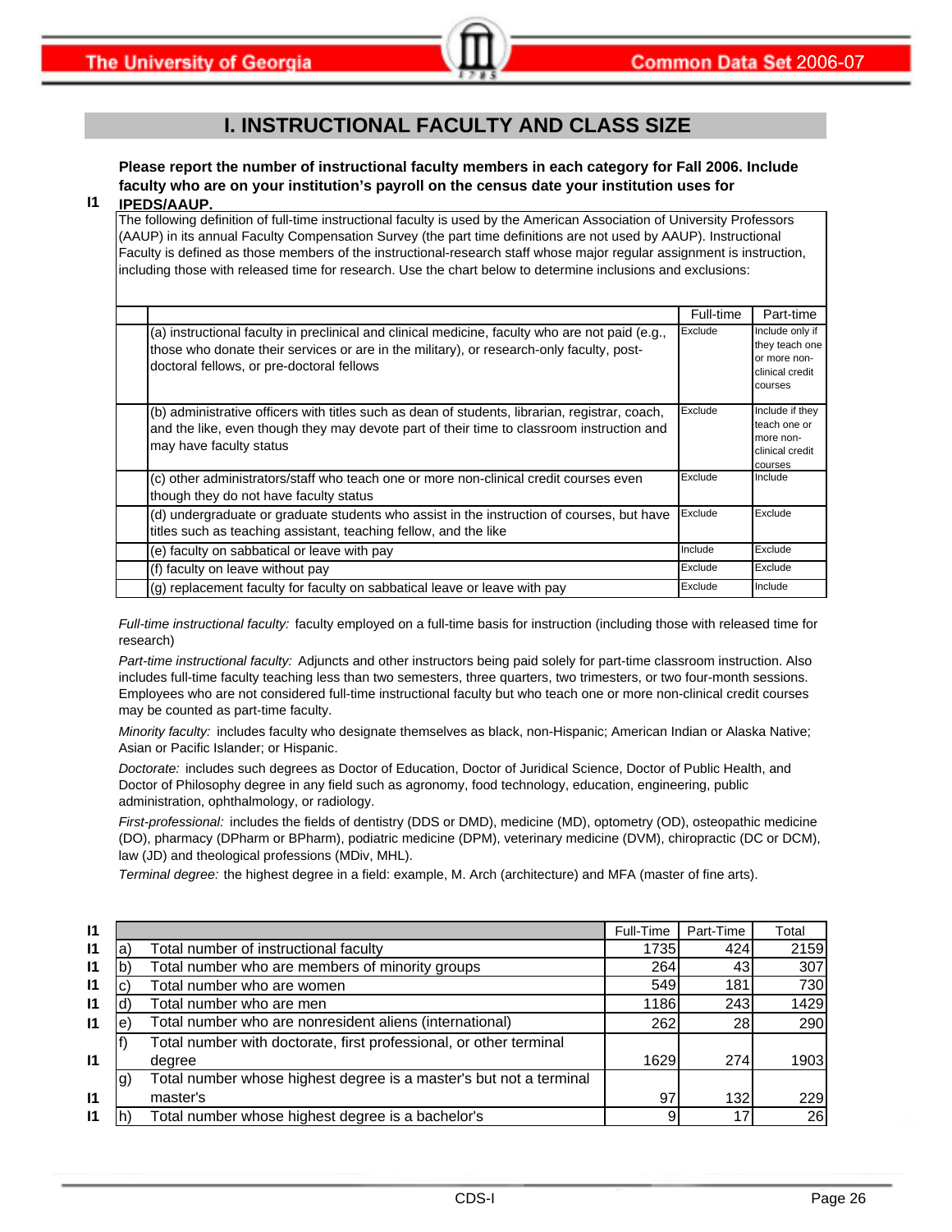# I. INSTRUCTIONAL FACULTY AND CLASS SIZE

**I1** **Please report the number of instructional faculty members in each category for Fall 2006. Include faculty who are on your institution's payroll on the census date your institution uses for IPEDS/AAUP.**

The following definition of full-time instructional faculty is used by the American Association of University Professors (AAUP) in its annual Faculty Compensation Survey (the part time definitions are not used by AAUP). Instructional Faculty is defined as those members of the instructional-research staff whose major regular assignment is instruction, including those with released time for research. Use the chart below to determine inclusions and exclusions:

| | Full-time | Part-time |
|---|---|---|
| (a) instructional faculty in preclinical and clinical medicine, faculty who are not paid (e.g., those who donate their services or are in the military), or research-only faculty, post-doctoral fellows, or pre-doctoral fellows | Exclude | Include only if they teach one or more non-clinical credit courses |
| (b) administrative officers with titles such as dean of students, librarian, registrar, coach, and the like, even though they may devote part of their time to classroom instruction and may have faculty status | Exclude | Include if they teach one or more non-clinical credit courses |
| (c) other administrators/staff who teach one or more non-clinical credit courses even though they do not have faculty status | Exclude | Include |
| (d) undergraduate or graduate students who assist in the instruction of courses, but have titles such as teaching assistant, teaching fellow, and the like | Exclude | Exclude |
| (e) faculty on sabbatical or leave with pay | Include | Exclude |
| (f) faculty on leave without pay | Exclude | Exclude |
| (g) replacement faculty for faculty on sabbatical leave or leave with pay | Exclude | Include |

*Full-time instructional faculty:* faculty employed on a full-time basis for instruction (including those with released time for research)

*Part-time instructional faculty:* Adjuncts and other instructors being paid solely for part-time classroom instruction. Also includes full-time faculty teaching less than two semesters, three quarters, two trimesters, or two four-month sessions. Employees who are not considered full-time instructional faculty but who teach one or more non-clinical credit courses may be counted as part-time faculty.

*Minority faculty:* includes faculty who designate themselves as black, non-Hispanic; American Indian or Alaska Native; Asian or Pacific Islander; or Hispanic.

*Doctorate:* includes such degrees as Doctor of Education, Doctor of Juridical Science, Doctor of Public Health, and Doctor of Philosophy degree in any field such as agronomy, food technology, education, engineering, public administration, ophthalmology, or radiology.

*First-professional:* includes the fields of dentistry (DDS or DMD), medicine (MD), optometry (OD), osteopathic medicine (DO), pharmacy (DPharm or BPharm), podiatric medicine (DPM), veterinary medicine (DVM), chiropractic (DC or DCM), law (JD) and theological professions (MDiv, MHL).

*Terminal degree:* the highest degree in a field: example, M. Arch (architecture) and MFA (master of fine arts).

| | | | Full-Time | Part-Time | Total |
|---|---|---|---|---|---|
| I1 | a) | Total number of instructional faculty | 1735 | 424 | 2159 |
| I1 | b) | Total number who are members of minority groups | 264 | 43 | 307 |
| I1 | c) | Total number who are women | 549 | 181 | 730 |
| I1 | d) | Total number who are men | 1186 | 243 | 1429 |
| I1 | e) | Total number who are nonresident aliens (international) | 262 | 28 | 290 |
| I1 | f) | Total number with doctorate, first professional, or other terminal degree | 1629 | 274 | 1903 |
| I1 | g) | Total number whose highest degree is a master's but not a terminal master's | 97 | 132 | 229 |
| I1 | h) | Total number whose highest degree is a bachelor's | 9 | 17 | 26 |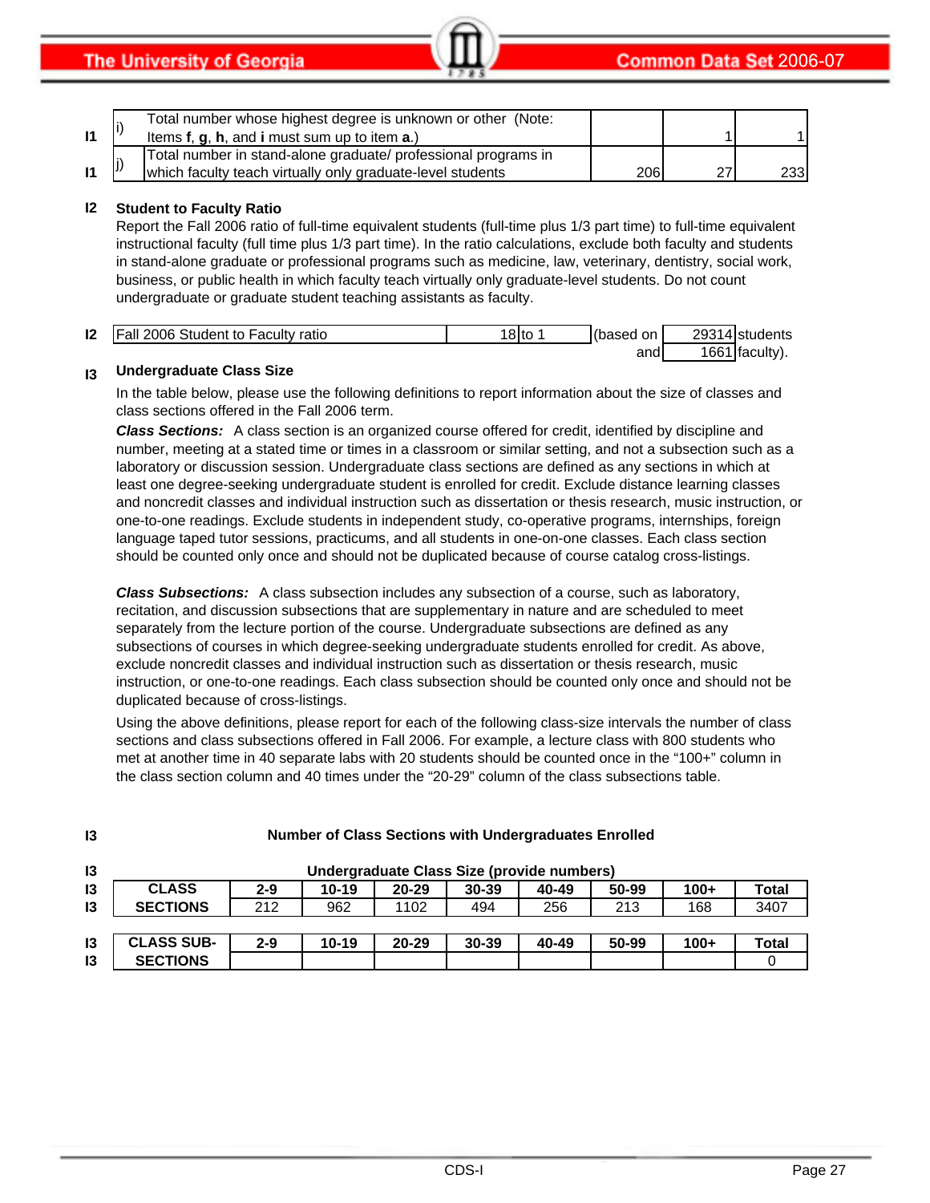| | | | | | |
|---|---|---|---|---|---|
| I1 | i) | Total number whose highest degree is unknown or other (Note: Items **f**, **g**, **h**, and **i** must sum up to item **a**.) | | 1 | 1 |
| I1 | j) | Total number in stand-alone graduate/ professional programs in which faculty teach virtually only graduate-level students | 206 | 27 | 233 |

**I2 Student to Faculty Ratio**

Report the Fall 2006 ratio of full-time equivalent students (full-time plus 1/3 part time) to full-time equivalent instructional faculty (full time plus 1/3 part time). In the ratio calculations, exclude both faculty and students in stand-alone graduate or professional programs such as medicine, law, veterinary, dentistry, social work, business, or public health in which faculty teach virtually only graduate-level students. Do not count undergraduate or graduate student teaching assistants as faculty.

| | | | | |
|---|---|---|---|---|
| I2 | Fall 2006 Student to Faculty ratio | 18 to 1 | (based on 29314 students | and 1661 faculty). |

**I3 Undergraduate Class Size**

In the table below, please use the following definitions to report information about the size of classes and class sections offered in the Fall 2006 term.

***Class Sections:*** A class section is an organized course offered for credit, identified by discipline and number, meeting at a stated time or times in a classroom or similar setting, and not a subsection such as a laboratory or discussion session. Undergraduate class sections are defined as any sections in which at least one degree-seeking undergraduate student is enrolled for credit. Exclude distance learning classes and noncredit classes and individual instruction such as dissertation or thesis research, music instruction, or one-to-one readings. Exclude students in independent study, co-operative programs, internships, foreign language taped tutor sessions, practicums, and all students in one-on-one classes. Each class section should be counted only once and should not be duplicated because of course catalog cross-listings.

***Class Subsections:*** A class subsection includes any subsection of a course, such as laboratory, recitation, and discussion subsections that are supplementary in nature and are scheduled to meet separately from the lecture portion of the course. Undergraduate subsections are defined as any subsections of courses in which degree-seeking undergraduate students enrolled for credit. As above, exclude noncredit classes and individual instruction such as dissertation or thesis research, music instruction, or one-to-one readings. Each class subsection should be counted only once and should not be duplicated because of cross-listings.

Using the above definitions, please report for each of the following class-size intervals the number of class sections and class subsections offered in Fall 2006. For example, a lecture class with 800 students who met at another time in 40 separate labs with 20 students should be counted once in the "100+" column in the class section column and 40 times under the "20-29" column of the class subsections table.

**I3 Number of Class Sections with Undergraduates Enrolled**

**Undergraduate Class Size (provide numbers)**

| CLASS SECTIONS | 2-9 | 10-19 | 20-29 | 30-39 | 40-49 | 50-99 | 100+ | Total |
|---|---|---|---|---|---|---|---|---|
| | 212 | 962 | 1102 | 494 | 256 | 213 | 168 | 3407 |

| CLASS SUB-SECTIONS | 2-9 | 10-19 | 20-29 | 30-39 | 40-49 | 50-99 | 100+ | Total |
|---|---|---|---|---|---|---|---|---|
| | | | | | | | | 0 |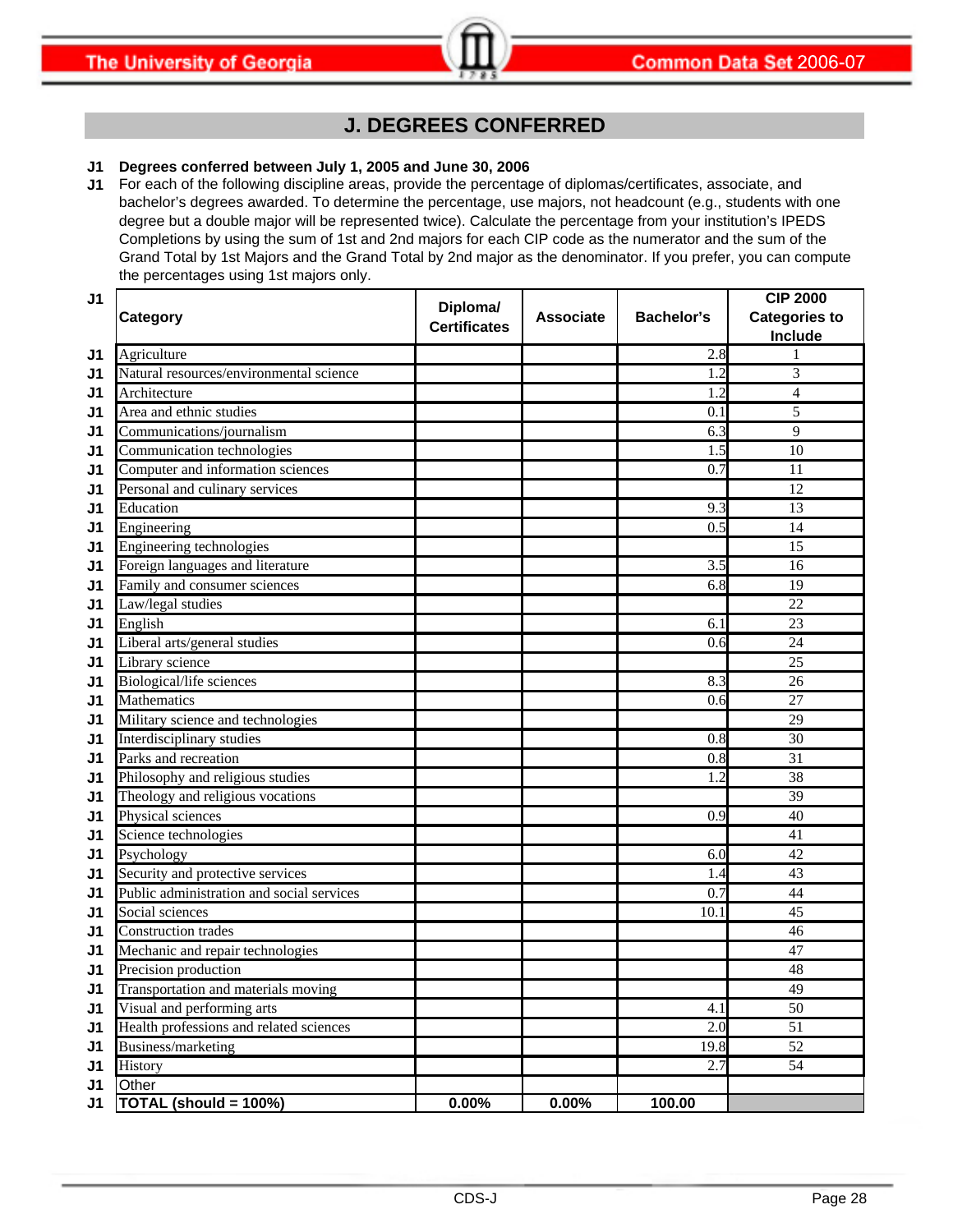## J. DEGREES CONFERRED

**J1 Degrees conferred between July 1, 2005 and June 30, 2006**

**J1** For each of the following discipline areas, provide the percentage of diplomas/certificates, associate, and bachelor's degrees awarded. To determine the percentage, use majors, not headcount (e.g., students with one degree but a double major will be represented twice). Calculate the percentage from your institution's IPEDS Completions by using the sum of 1st and 2nd majors for each CIP code as the numerator and the sum of the Grand Total by 1st Majors and the Grand Total by 2nd major as the denominator. If you prefer, you can compute the percentages using 1st majors only.

| | Category | Diploma/ Certificates | Associate | Bachelor's | CIP 2000 Categories to Include |
|---|---|---|---|---|---|
| J1 | Agriculture | | | 2.8 | 1 |
| J1 | Natural resources/environmental science | | | 1.2 | 3 |
| J1 | Architecture | | | 1.2 | 4 |
| J1 | Area and ethnic studies | | | 0.1 | 5 |
| J1 | Communications/journalism | | | 6.3 | 9 |
| J1 | Communication technologies | | | 1.5 | 10 |
| J1 | Computer and information sciences | | | 0.7 | 11 |
| J1 | Personal and culinary services | | | | 12 |
| J1 | Education | | | 9.3 | 13 |
| J1 | Engineering | | | 0.5 | 14 |
| J1 | Engineering technologies | | | | 15 |
| J1 | Foreign languages and literature | | | 3.5 | 16 |
| J1 | Family and consumer sciences | | | 6.8 | 19 |
| J1 | Law/legal studies | | | | 22 |
| J1 | English | | | 6.1 | 23 |
| J1 | Liberal arts/general studies | | | 0.6 | 24 |
| J1 | Library science | | | | 25 |
| J1 | Biological/life sciences | | | 8.3 | 26 |
| J1 | Mathematics | | | 0.6 | 27 |
| J1 | Military science and technologies | | | | 29 |
| J1 | Interdisciplinary studies | | | 0.8 | 30 |
| J1 | Parks and recreation | | | 0.8 | 31 |
| J1 | Philosophy and religious studies | | | 1.2 | 38 |
| J1 | Theology and religious vocations | | | | 39 |
| J1 | Physical sciences | | | 0.9 | 40 |
| J1 | Science technologies | | | | 41 |
| J1 | Psychology | | | 6.0 | 42 |
| J1 | Security and protective services | | | 1.4 | 43 |
| J1 | Public administration and social services | | | 0.7 | 44 |
| J1 | Social sciences | | | 10.1 | 45 |
| J1 | Construction trades | | | | 46 |
| J1 | Mechanic and repair technologies | | | | 47 |
| J1 | Precision production | | | | 48 |
| J1 | Transportation and materials moving | | | | 49 |
| J1 | Visual and performing arts | | | 4.1 | 50 |
| J1 | Health professions and related sciences | | | 2.0 | 51 |
| J1 | Business/marketing | | | 19.8 | 52 |
| J1 | History | | | 2.7 | 54 |
| J1 | Other | | | | |
| J1 | **TOTAL (should = 100%)** | **0.00%** | **0.00%** | **100.00** | |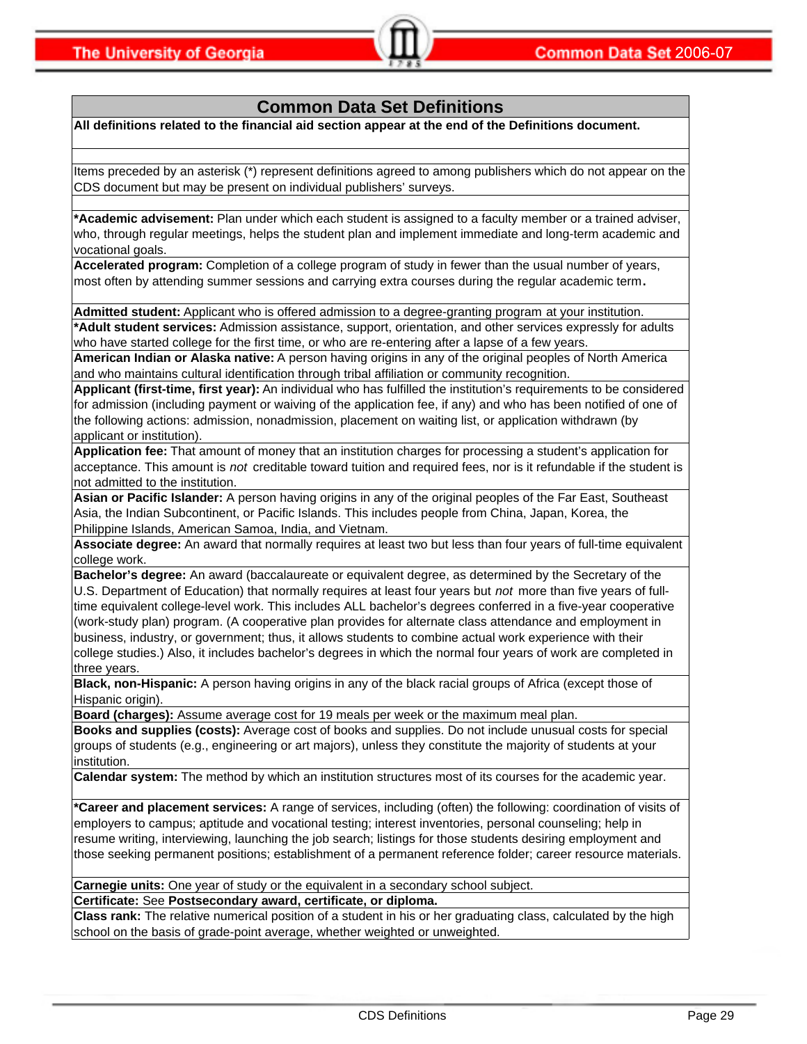## Common Data Set Definitions

**All definitions related to the financial aid section appear at the end of the Definitions document.**

Items preceded by an asterisk (*) represent definitions agreed to among publishers which do not appear on the CDS document but may be present on individual publishers' surveys.

***Academic advisement:** Plan under which each student is assigned to a faculty member or a trained adviser, who, through regular meetings, helps the student plan and implement immediate and long-term academic and vocational goals.

**Accelerated program:** Completion of a college program of study in fewer than the usual number of years, most often by attending summer sessions and carrying extra courses during the regular academic term.

**Admitted student:** Applicant who is offered admission to a degree-granting program at your institution.

***Adult student services:** Admission assistance, support, orientation, and other services expressly for adults who have started college for the first time, or who are re-entering after a lapse of a few years.

**American Indian or Alaska native:** A person having origins in any of the original peoples of North America and who maintains cultural identification through tribal affiliation or community recognition.

**Applicant (first-time, first year):** An individual who has fulfilled the institution's requirements to be considered for admission (including payment or waiving of the application fee, if any) and who has been notified of one of the following actions: admission, nonadmission, placement on waiting list, or application withdrawn (by applicant or institution).

**Application fee:** That amount of money that an institution charges for processing a student's application for acceptance. This amount is *not* creditable toward tuition and required fees, nor is it refundable if the student is not admitted to the institution.

**Asian or Pacific Islander:** A person having origins in any of the original peoples of the Far East, Southeast Asia, the Indian Subcontinent, or Pacific Islands. This includes people from China, Japan, Korea, the Philippine Islands, American Samoa, India, and Vietnam.

**Associate degree:** An award that normally requires at least two but less than four years of full-time equivalent college work.

**Bachelor's degree:** An award (baccalaureate or equivalent degree, as determined by the Secretary of the U.S. Department of Education) that normally requires at least four years but *not* more than five years of full-time equivalent college-level work. This includes ALL bachelor's degrees conferred in a five-year cooperative (work-study plan) program. (A cooperative plan provides for alternate class attendance and employment in business, industry, or government; thus, it allows students to combine actual work experience with their college studies.) Also, it includes bachelor's degrees in which the normal four years of work are completed in three years.

**Black, non-Hispanic:** A person having origins in any of the black racial groups of Africa (except those of Hispanic origin).

**Board (charges):** Assume average cost for 19 meals per week or the maximum meal plan.

**Books and supplies (costs):** Average cost of books and supplies. Do not include unusual costs for special groups of students (e.g., engineering or art majors), unless they constitute the majority of students at your institution.

**Calendar system:** The method by which an institution structures most of its courses for the academic year.

***Career and placement services:** A range of services, including (often) the following: coordination of visits of employers to campus; aptitude and vocational testing; interest inventories, personal counseling; help in resume writing, interviewing, launching the job search; listings for those students desiring employment and those seeking permanent positions; establishment of a permanent reference folder; career resource materials.

**Carnegie units:** One year of study or the equivalent in a secondary school subject.

**Certificate:** See **Postsecondary award, certificate, or diploma.**

**Class rank:** The relative numerical position of a student in his or her graduating class, calculated by the high school on the basis of grade-point average, whether weighted or unweighted.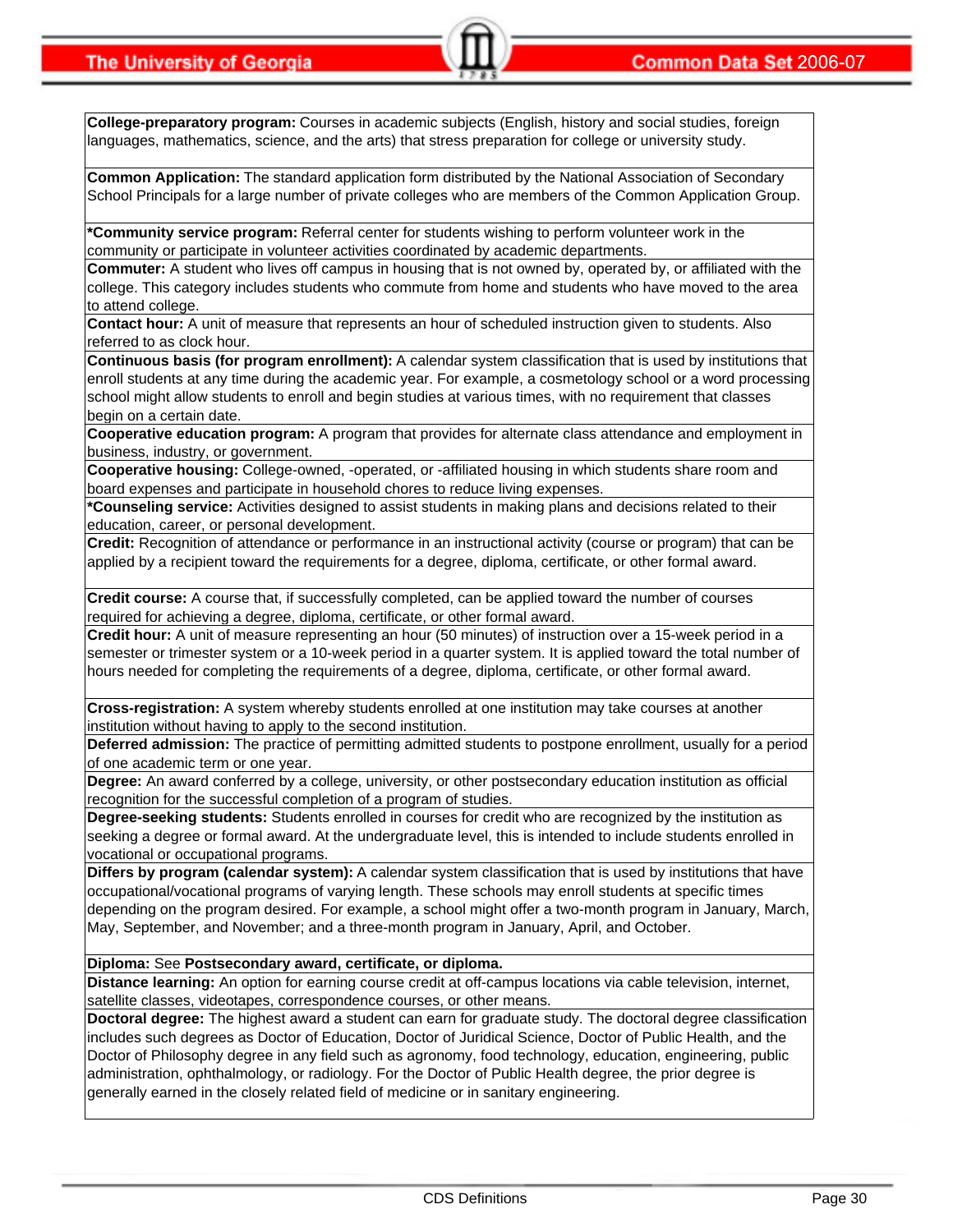**College-preparatory program:** Courses in academic subjects (English, history and social studies, foreign languages, mathematics, science, and the arts) that stress preparation for college or university study.

**Common Application:** The standard application form distributed by the National Association of Secondary School Principals for a large number of private colleges who are members of the Common Application Group.

***Community service program:** Referral center for students wishing to perform volunteer work in the community or participate in volunteer activities coordinated by academic departments.

**Commuter:** A student who lives off campus in housing that is not owned by, operated by, or affiliated with the college. This category includes students who commute from home and students who have moved to the area to attend college.

**Contact hour:** A unit of measure that represents an hour of scheduled instruction given to students. Also referred to as clock hour.

**Continuous basis (for program enrollment):** A calendar system classification that is used by institutions that enroll students at any time during the academic year. For example, a cosmetology school or a word processing school might allow students to enroll and begin studies at various times, with no requirement that classes begin on a certain date.

**Cooperative education program:** A program that provides for alternate class attendance and employment in business, industry, or government.

**Cooperative housing:** College-owned, -operated, or -affiliated housing in which students share room and board expenses and participate in household chores to reduce living expenses.

***Counseling service:** Activities designed to assist students in making plans and decisions related to their education, career, or personal development.

**Credit:** Recognition of attendance or performance in an instructional activity (course or program) that can be applied by a recipient toward the requirements for a degree, diploma, certificate, or other formal award.

**Credit course:** A course that, if successfully completed, can be applied toward the number of courses required for achieving a degree, diploma, certificate, or other formal award.

**Credit hour:** A unit of measure representing an hour (50 minutes) of instruction over a 15-week period in a semester or trimester system or a 10-week period in a quarter system. It is applied toward the total number of hours needed for completing the requirements of a degree, diploma, certificate, or other formal award.

**Cross-registration:** A system whereby students enrolled at one institution may take courses at another institution without having to apply to the second institution.

**Deferred admission:** The practice of permitting admitted students to postpone enrollment, usually for a period of one academic term or one year.

**Degree:** An award conferred by a college, university, or other postsecondary education institution as official recognition for the successful completion of a program of studies.

**Degree-seeking students:** Students enrolled in courses for credit who are recognized by the institution as seeking a degree or formal award. At the undergraduate level, this is intended to include students enrolled in vocational or occupational programs.

**Differs by program (calendar system):** A calendar system classification that is used by institutions that have occupational/vocational programs of varying length. These schools may enroll students at specific times depending on the program desired. For example, a school might offer a two-month program in January, March, May, September, and November; and a three-month program in January, April, and October.

**Diploma:** See **Postsecondary award, certificate, or diploma.**

**Distance learning:** An option for earning course credit at off-campus locations via cable television, internet, satellite classes, videotapes, correspondence courses, or other means.

**Doctoral degree:** The highest award a student can earn for graduate study. The doctoral degree classification includes such degrees as Doctor of Education, Doctor of Juridical Science, Doctor of Public Health, and the Doctor of Philosophy degree in any field such as agronomy, food technology, education, engineering, public administration, ophthalmology, or radiology. For the Doctor of Public Health degree, the prior degree is generally earned in the closely related field of medicine or in sanitary engineering.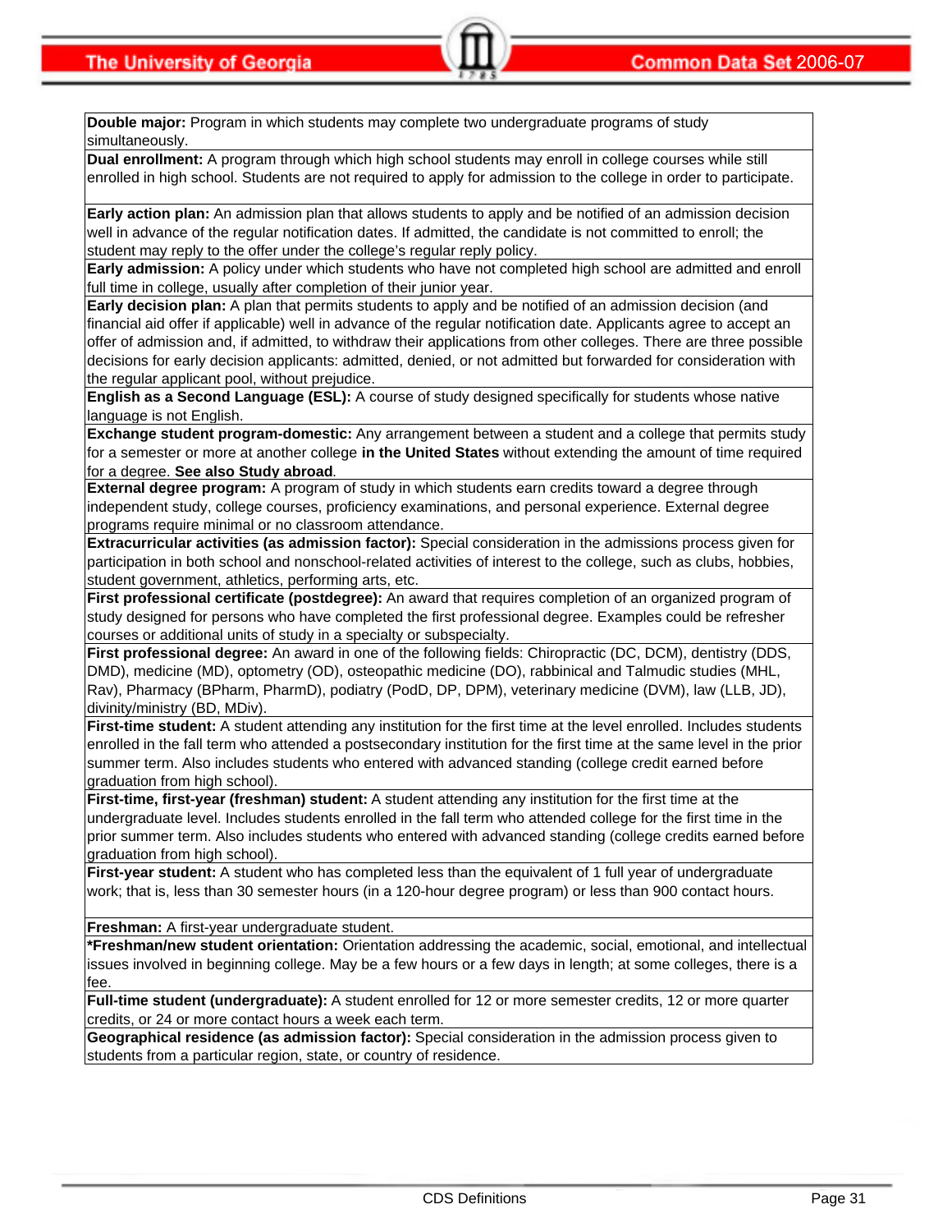**Double major:** Program in which students may complete two undergraduate programs of study simultaneously.

**Dual enrollment:** A program through which high school students may enroll in college courses while still enrolled in high school. Students are not required to apply for admission to the college in order to participate.

**Early action plan:** An admission plan that allows students to apply and be notified of an admission decision well in advance of the regular notification dates. If admitted, the candidate is not committed to enroll; the student may reply to the offer under the college's regular reply policy.

**Early admission:** A policy under which students who have not completed high school are admitted and enroll full time in college, usually after completion of their junior year.

**Early decision plan:** A plan that permits students to apply and be notified of an admission decision (and financial aid offer if applicable) well in advance of the regular notification date. Applicants agree to accept an offer of admission and, if admitted, to withdraw their applications from other colleges. There are three possible decisions for early decision applicants: admitted, denied, or not admitted but forwarded for consideration with the regular applicant pool, without prejudice.

**English as a Second Language (ESL):** A course of study designed specifically for students whose native language is not English.

**Exchange student program-domestic:** Any arrangement between a student and a college that permits study for a semester or more at another college **in the United States** without extending the amount of time required for a degree. **See also Study abroad**.

**External degree program:** A program of study in which students earn credits toward a degree through independent study, college courses, proficiency examinations, and personal experience. External degree programs require minimal or no classroom attendance.

**Extracurricular activities (as admission factor):** Special consideration in the admissions process given for participation in both school and nonschool-related activities of interest to the college, such as clubs, hobbies, student government, athletics, performing arts, etc.

**First professional certificate (postdegree):** An award that requires completion of an organized program of study designed for persons who have completed the first professional degree. Examples could be refresher courses or additional units of study in a specialty or subspecialty.

**First professional degree:** An award in one of the following fields: Chiropractic (DC, DCM), dentistry (DDS, DMD), medicine (MD), optometry (OD), osteopathic medicine (DO), rabbinical and Talmudic studies (MHL, Rav), Pharmacy (BPharm, PharmD), podiatry (PodD, DP, DPM), veterinary medicine (DVM), law (LLB, JD), divinity/ministry (BD, MDiv).

**First-time student:** A student attending any institution for the first time at the level enrolled. Includes students enrolled in the fall term who attended a postsecondary institution for the first time at the same level in the prior summer term. Also includes students who entered with advanced standing (college credit earned before graduation from high school).

**First-time, first-year (freshman) student:** A student attending any institution for the first time at the undergraduate level. Includes students enrolled in the fall term who attended college for the first time in the prior summer term. Also includes students who entered with advanced standing (college credits earned before graduation from high school).

**First-year student:** A student who has completed less than the equivalent of 1 full year of undergraduate work; that is, less than 30 semester hours (in a 120-hour degree program) or less than 900 contact hours.

**Freshman:** A first-year undergraduate student.

***Freshman/new student orientation:** Orientation addressing the academic, social, emotional, and intellectual issues involved in beginning college. May be a few hours or a few days in length; at some colleges, there is a fee.

**Full-time student (undergraduate):** A student enrolled for 12 or more semester credits, 12 or more quarter credits, or 24 or more contact hours a week each term.

**Geographical residence (as admission factor):** Special consideration in the admission process given to students from a particular region, state, or country of residence.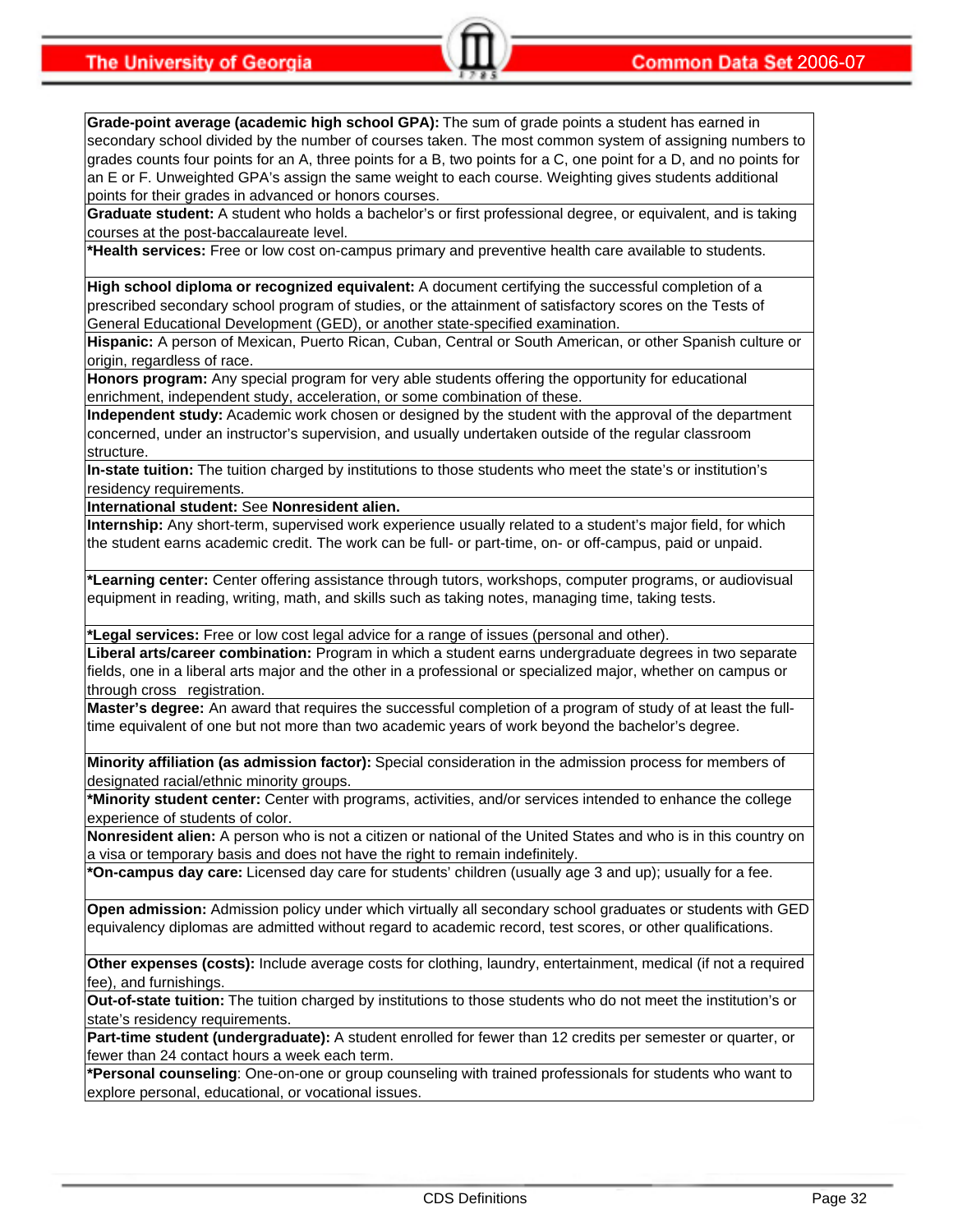**Grade-point average (academic high school GPA):** The sum of grade points a student has earned in secondary school divided by the number of courses taken. The most common system of assigning numbers to grades counts four points for an A, three points for a B, two points for a C, one point for a D, and no points for an E or F. Unweighted GPA's assign the same weight to each course. Weighting gives students additional points for their grades in advanced or honors courses.

**Graduate student:** A student who holds a bachelor's or first professional degree, or equivalent, and is taking courses at the post-baccalaureate level.

***Health services:** Free or low cost on-campus primary and preventive health care available to students.

**High school diploma or recognized equivalent:** A document certifying the successful completion of a prescribed secondary school program of studies, or the attainment of satisfactory scores on the Tests of General Educational Development (GED), or another state-specified examination.

**Hispanic:** A person of Mexican, Puerto Rican, Cuban, Central or South American, or other Spanish culture or origin, regardless of race.

**Honors program:** Any special program for very able students offering the opportunity for educational enrichment, independent study, acceleration, or some combination of these.

**Independent study:** Academic work chosen or designed by the student with the approval of the department concerned, under an instructor's supervision, and usually undertaken outside of the regular classroom structure.

**In-state tuition:** The tuition charged by institutions to those students who meet the state's or institution's residency requirements.

**International student:** See **Nonresident alien.**

**Internship:** Any short-term, supervised work experience usually related to a student's major field, for which the student earns academic credit. The work can be full- or part-time, on- or off-campus, paid or unpaid.

***Learning center:** Center offering assistance through tutors, workshops, computer programs, or audiovisual equipment in reading, writing, math, and skills such as taking notes, managing time, taking tests.

***Legal services:** Free or low cost legal advice for a range of issues (personal and other).

**Liberal arts/career combination:** Program in which a student earns undergraduate degrees in two separate fields, one in a liberal arts major and the other in a professional or specialized major, whether on campus or through cross registration.

**Master's degree:** An award that requires the successful completion of a program of study of at least the full-time equivalent of one but not more than two academic years of work beyond the bachelor's degree.

**Minority affiliation (as admission factor):** Special consideration in the admission process for members of designated racial/ethnic minority groups.

***Minority student center:** Center with programs, activities, and/or services intended to enhance the college experience of students of color.

**Nonresident alien:** A person who is not a citizen or national of the United States and who is in this country on a visa or temporary basis and does not have the right to remain indefinitely.

***On-campus day care:** Licensed day care for students' children (usually age 3 and up); usually for a fee.

**Open admission:** Admission policy under which virtually all secondary school graduates or students with GED equivalency diplomas are admitted without regard to academic record, test scores, or other qualifications.

**Other expenses (costs):** Include average costs for clothing, laundry, entertainment, medical (if not a required fee), and furnishings.

**Out-of-state tuition:** The tuition charged by institutions to those students who do not meet the institution's or state's residency requirements.

**Part-time student (undergraduate):** A student enrolled for fewer than 12 credits per semester or quarter, or fewer than 24 contact hours a week each term.

***Personal counseling**: One-on-one or group counseling with trained professionals for students who want to explore personal, educational, or vocational issues.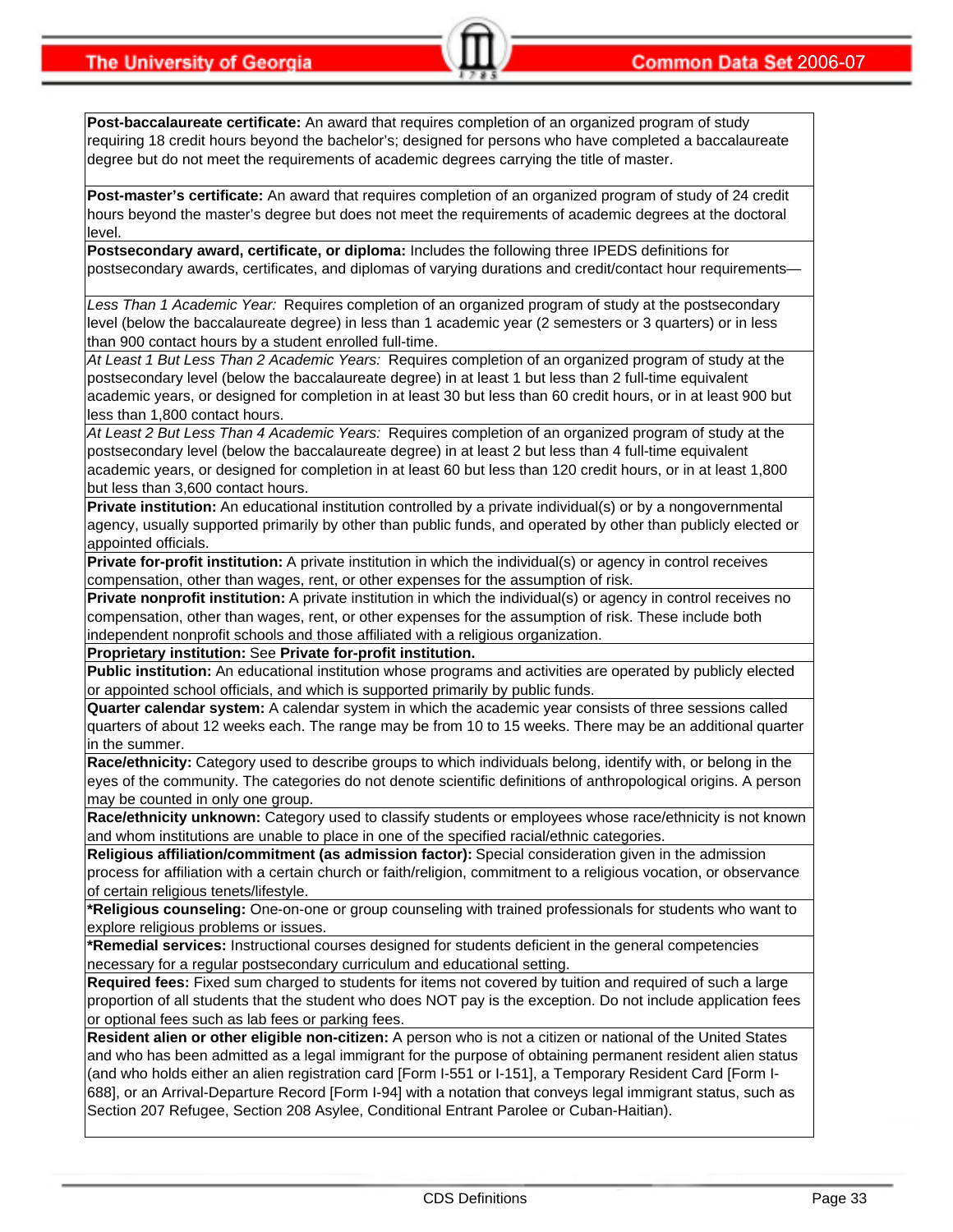**Post-baccalaureate certificate:** An award that requires completion of an organized program of study requiring 18 credit hours beyond the bachelor's; designed for persons who have completed a baccalaureate degree but do not meet the requirements of academic degrees carrying the title of master.

**Post-master's certificate:** An award that requires completion of an organized program of study of 24 credit hours beyond the master's degree but does not meet the requirements of academic degrees at the doctoral level.

**Postsecondary award, certificate, or diploma:** Includes the following three IPEDS definitions for postsecondary awards, certificates, and diplomas of varying durations and credit/contact hour requirements—

*Less Than 1 Academic Year:* Requires completion of an organized program of study at the postsecondary level (below the baccalaureate degree) in less than 1 academic year (2 semesters or 3 quarters) or in less than 900 contact hours by a student enrolled full-time.

*At Least 1 But Less Than 2 Academic Years:* Requires completion of an organized program of study at the postsecondary level (below the baccalaureate degree) in at least 1 but less than 2 full-time equivalent academic years, or designed for completion in at least 30 but less than 60 credit hours, or in at least 900 but less than 1,800 contact hours.

*At Least 2 But Less Than 4 Academic Years:* Requires completion of an organized program of study at the postsecondary level (below the baccalaureate degree) in at least 2 but less than 4 full-time equivalent academic years, or designed for completion in at least 60 but less than 120 credit hours, or in at least 1,800 but less than 3,600 contact hours.

**Private institution:** An educational institution controlled by a private individual(s) or by a nongovernmental agency, usually supported primarily by other than public funds, and operated by other than publicly elected or appointed officials.

**Private for-profit institution:** A private institution in which the individual(s) or agency in control receives compensation, other than wages, rent, or other expenses for the assumption of risk.

**Private nonprofit institution:** A private institution in which the individual(s) or agency in control receives no compensation, other than wages, rent, or other expenses for the assumption of risk. These include both independent nonprofit schools and those affiliated with a religious organization.

**Proprietary institution:** See **Private for-profit institution.**

**Public institution:** An educational institution whose programs and activities are operated by publicly elected or appointed school officials, and which is supported primarily by public funds.

**Quarter calendar system:** A calendar system in which the academic year consists of three sessions called quarters of about 12 weeks each. The range may be from 10 to 15 weeks. There may be an additional quarter in the summer.

**Race/ethnicity:** Category used to describe groups to which individuals belong, identify with, or belong in the eyes of the community. The categories do not denote scientific definitions of anthropological origins. A person may be counted in only one group.

**Race/ethnicity unknown:** Category used to classify students or employees whose race/ethnicity is not known and whom institutions are unable to place in one of the specified racial/ethnic categories.

**Religious affiliation/commitment (as admission factor):** Special consideration given in the admission process for affiliation with a certain church or faith/religion, commitment to a religious vocation, or observance of certain religious tenets/lifestyle.

***Religious counseling:** One-on-one or group counseling with trained professionals for students who want to explore religious problems or issues.

***Remedial services:** Instructional courses designed for students deficient in the general competencies necessary for a regular postsecondary curriculum and educational setting.

**Required fees:** Fixed sum charged to students for items not covered by tuition and required of such a large proportion of all students that the student who does NOT pay is the exception. Do not include application fees or optional fees such as lab fees or parking fees.

**Resident alien or other eligible non-citizen:** A person who is not a citizen or national of the United States and who has been admitted as a legal immigrant for the purpose of obtaining permanent resident alien status (and who holds either an alien registration card [Form I-551 or I-151], a Temporary Resident Card [Form I-688], or an Arrival-Departure Record [Form I-94] with a notation that conveys legal immigrant status, such as Section 207 Refugee, Section 208 Asylee, Conditional Entrant Parolee or Cuban-Haitian).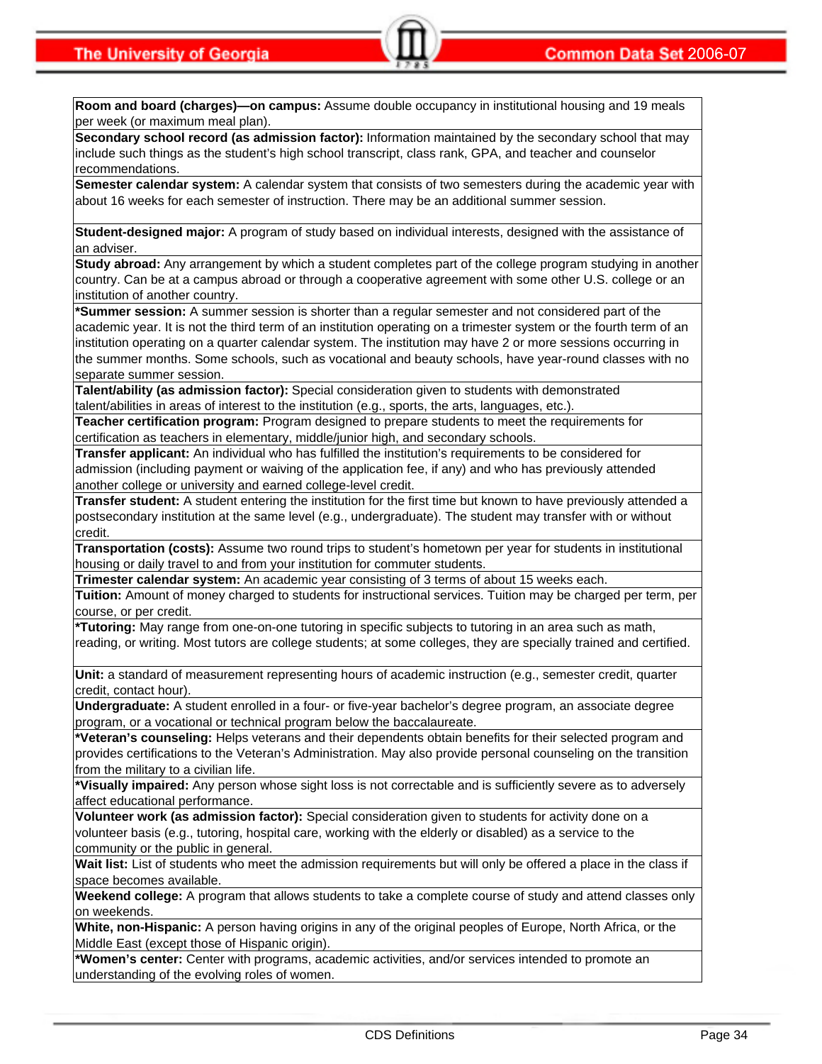**Room and board (charges)—on campus:** Assume double occupancy in institutional housing and 19 meals per week (or maximum meal plan).

**Secondary school record (as admission factor):** Information maintained by the secondary school that may include such things as the student's high school transcript, class rank, GPA, and teacher and counselor recommendations.

**Semester calendar system:** A calendar system that consists of two semesters during the academic year with about 16 weeks for each semester of instruction. There may be an additional summer session.

**Student-designed major:** A program of study based on individual interests, designed with the assistance of an adviser.

**Study abroad:** Any arrangement by which a student completes part of the college program studying in another country. Can be at a campus abroad or through a cooperative agreement with some other U.S. college or an institution of another country.

***Summer session:** A summer session is shorter than a regular semester and not considered part of the academic year. It is not the third term of an institution operating on a trimester system or the fourth term of an institution operating on a quarter calendar system. The institution may have 2 or more sessions occurring in the summer months. Some schools, such as vocational and beauty schools, have year-round classes with no separate summer session.

**Talent/ability (as admission factor):** Special consideration given to students with demonstrated talent/abilities in areas of interest to the institution (e.g., sports, the arts, languages, etc.).

**Teacher certification program:** Program designed to prepare students to meet the requirements for certification as teachers in elementary, middle/junior high, and secondary schools.

**Transfer applicant:** An individual who has fulfilled the institution's requirements to be considered for admission (including payment or waiving of the application fee, if any) and who has previously attended another college or university and earned college-level credit.

**Transfer student:** A student entering the institution for the first time but known to have previously attended a postsecondary institution at the same level (e.g., undergraduate). The student may transfer with or without credit.

**Transportation (costs):** Assume two round trips to student's hometown per year for students in institutional housing or daily travel to and from your institution for commuter students.

**Trimester calendar system:** An academic year consisting of 3 terms of about 15 weeks each.

**Tuition:** Amount of money charged to students for instructional services. Tuition may be charged per term, per course, or per credit.

***Tutoring:** May range from one-on-one tutoring in specific subjects to tutoring in an area such as math, reading, or writing. Most tutors are college students; at some colleges, they are specially trained and certified.

**Unit:** a standard of measurement representing hours of academic instruction (e.g., semester credit, quarter credit, contact hour).

**Undergraduate:** A student enrolled in a four- or five-year bachelor's degree program, an associate degree program, or a vocational or technical program below the baccalaureate.

***Veteran's counseling:** Helps veterans and their dependents obtain benefits for their selected program and provides certifications to the Veteran's Administration. May also provide personal counseling on the transition from the military to a civilian life.

***Visually impaired:** Any person whose sight loss is not correctable and is sufficiently severe as to adversely affect educational performance.

**Volunteer work (as admission factor):** Special consideration given to students for activity done on a volunteer basis (e.g., tutoring, hospital care, working with the elderly or disabled) as a service to the community or the public in general.

**Wait list:** List of students who meet the admission requirements but will only be offered a place in the class if space becomes available.

**Weekend college:** A program that allows students to take a complete course of study and attend classes only on weekends.

**White, non-Hispanic:** A person having origins in any of the original peoples of Europe, North Africa, or the Middle East (except those of Hispanic origin).

***Women's center:** Center with programs, academic activities, and/or services intended to promote an understanding of the evolving roles of women.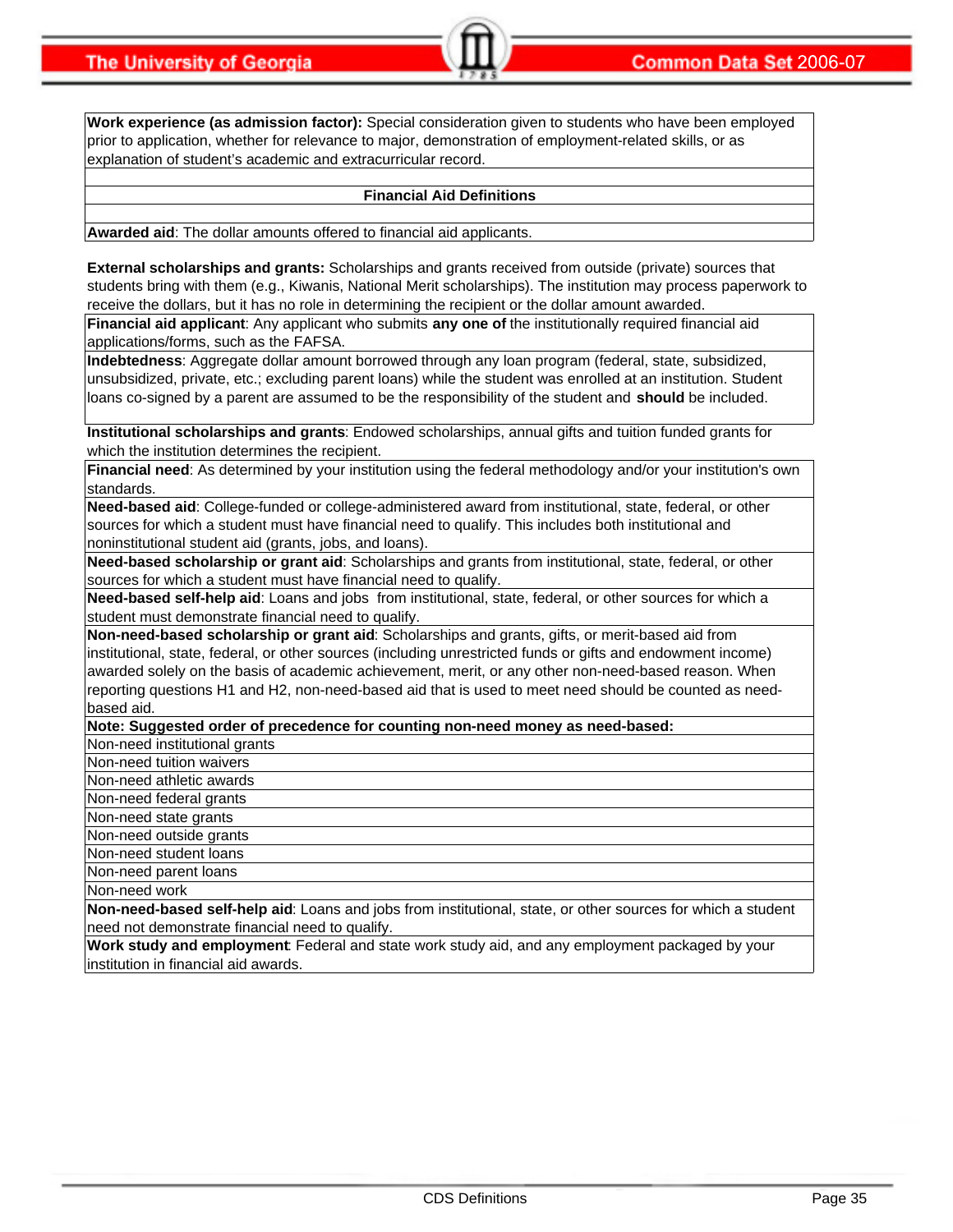**Work experience (as admission factor):** Special consideration given to students who have been employed prior to application, whether for relevance to major, demonstration of employment-related skills, or as explanation of student's academic and extracurricular record.

## Financial Aid Definitions

**Awarded aid**: The dollar amounts offered to financial aid applicants.

**External scholarships and grants:** Scholarships and grants received from outside (private) sources that students bring with them (e.g., Kiwanis, National Merit scholarships). The institution may process paperwork to receive the dollars, but it has no role in determining the recipient or the dollar amount awarded.

**Financial aid applicant**: Any applicant who submits **any one of** the institutionally required financial aid applications/forms, such as the FAFSA.

**Indebtedness**: Aggregate dollar amount borrowed through any loan program (federal, state, subsidized, unsubsidized, private, etc.; excluding parent loans) while the student was enrolled at an institution. Student loans co-signed by a parent are assumed to be the responsibility of the student and **should** be included.

**Institutional scholarships and grants**: Endowed scholarships, annual gifts and tuition funded grants for which the institution determines the recipient.

**Financial need**: As determined by your institution using the federal methodology and/or your institution's own standards.

**Need-based aid**: College-funded or college-administered award from institutional, state, federal, or other sources for which a student must have financial need to qualify. This includes both institutional and noninstitutional student aid (grants, jobs, and loans).

**Need-based scholarship or grant aid**: Scholarships and grants from institutional, state, federal, or other sources for which a student must have financial need to qualify.

**Need-based self-help aid**: Loans and jobs from institutional, state, federal, or other sources for which a student must demonstrate financial need to qualify.

**Non-need-based scholarship or grant aid**: Scholarships and grants, gifts, or merit-based aid from institutional, state, federal, or other sources (including unrestricted funds or gifts and endowment income) awarded solely on the basis of academic achievement, merit, or any other non-need-based reason. When reporting questions H1 and H2, non-need-based aid that is used to meet need should be counted as need-based aid.

**Note: Suggested order of precedence for counting non-need money as need-based:**

- Non-need institutional grants
- Non-need tuition waivers
- Non-need athletic awards
- Non-need federal grants
- Non-need state grants
- Non-need outside grants
- Non-need student loans
- Non-need parent loans
- Non-need work

**Non-need-based self-help aid**: Loans and jobs from institutional, state, or other sources for which a student need not demonstrate financial need to qualify.

**Work study and employment**: Federal and state work study aid, and any employment packaged by your institution in financial aid awards.